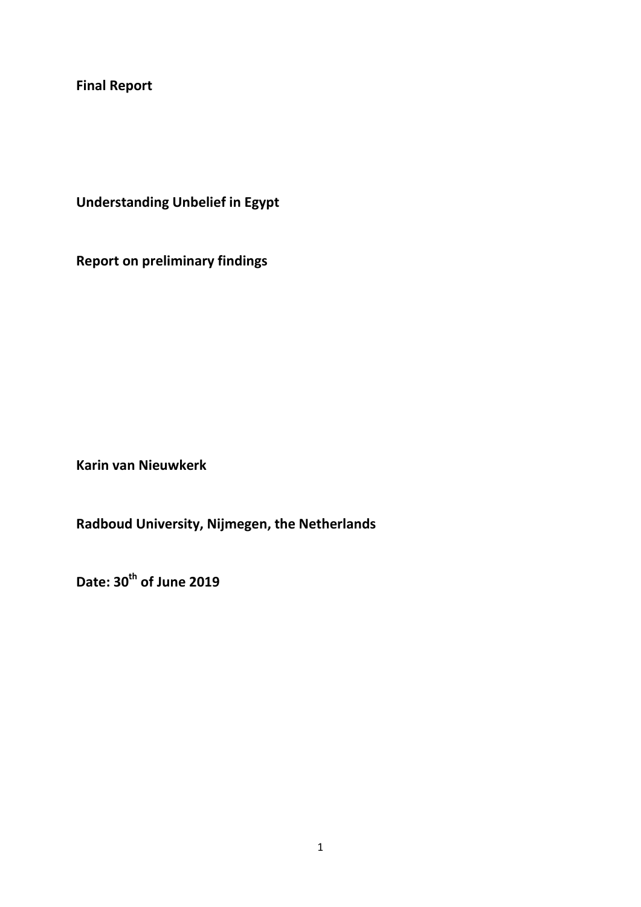**Final Report**

**Understanding Unbelief in Egypt**

**Report on preliminary findings**

**Karin van Nieuwkerk**

**Radboud University, Nijmegen, the Netherlands**

**Date: 30th of June 2019**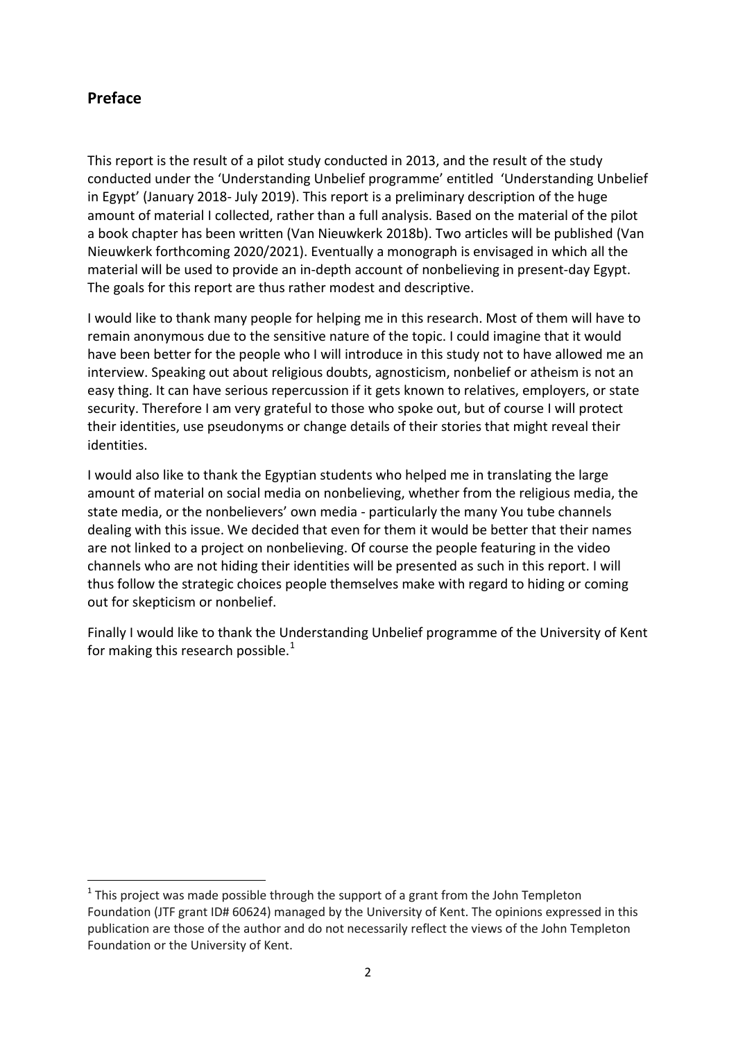## Preface

This report is the result of a pilot study conducted in 2013, and the result of the study conducted under the 'Understanding Unbelief programme' entitled 'Understanding Unbelief in Egypt' (January 2018- July 2019). This report is a preliminary description of the huge amount of material I collected, rather than a full analysis. Based on the material of the pilot a book chapter has been written (Van Nieuwkerk 2018b). Two articles will be published (Van Nieuwkerk forthcoming 2020/2021). Eventually a monograph is envisaged in which all the material will be used to provide an in-depth account of nonbelieving in present-day Egypt. The goals for this report are thus rather modest and descriptive.

I would like to thank many people for helping me in this research. Most of them will have to remain anonymous due to the sensitive nature of the topic. I could imagine that it would have been better for the people who I will introduce in this study not to have allowed me an interview. Speaking out about religious doubts, agnosticism, nonbelief or atheism is not an easy thing. It can have serious repercussion if it gets known to relatives, employers, or state security. Therefore I am very grateful to those who spoke out, but of course I will protect their identities, use pseudonyms or change details of their stories that might reveal their identities.

I would also like to thank the Egyptian students who helped me in translating the large amount of material on social media on nonbelieving, whether from the religious media, the state media, or the nonbelievers' own media - particularly the many You tube channels dealing with this issue. We decided that even for them it would be better that their names are not linked to a project on nonbelieving. Of course the people featuring in the video channels who are not hiding their identities will be presented as such in this report. I will thus follow the strategic choices people themselves make with regard to hiding or coming out for skepticism or nonbelief.

Finally I would like to thank the Understanding Unbelief programme of the University of Kent for making this research possible.[1]

[1] This project was made possible through the support of a grant from the John Templeton Foundation (JTF grant ID# 60624) managed by the University of Kent. The opinions expressed in this publication are those of the author and do not necessarily reflect the views of the John Templeton Foundation or the University of Kent.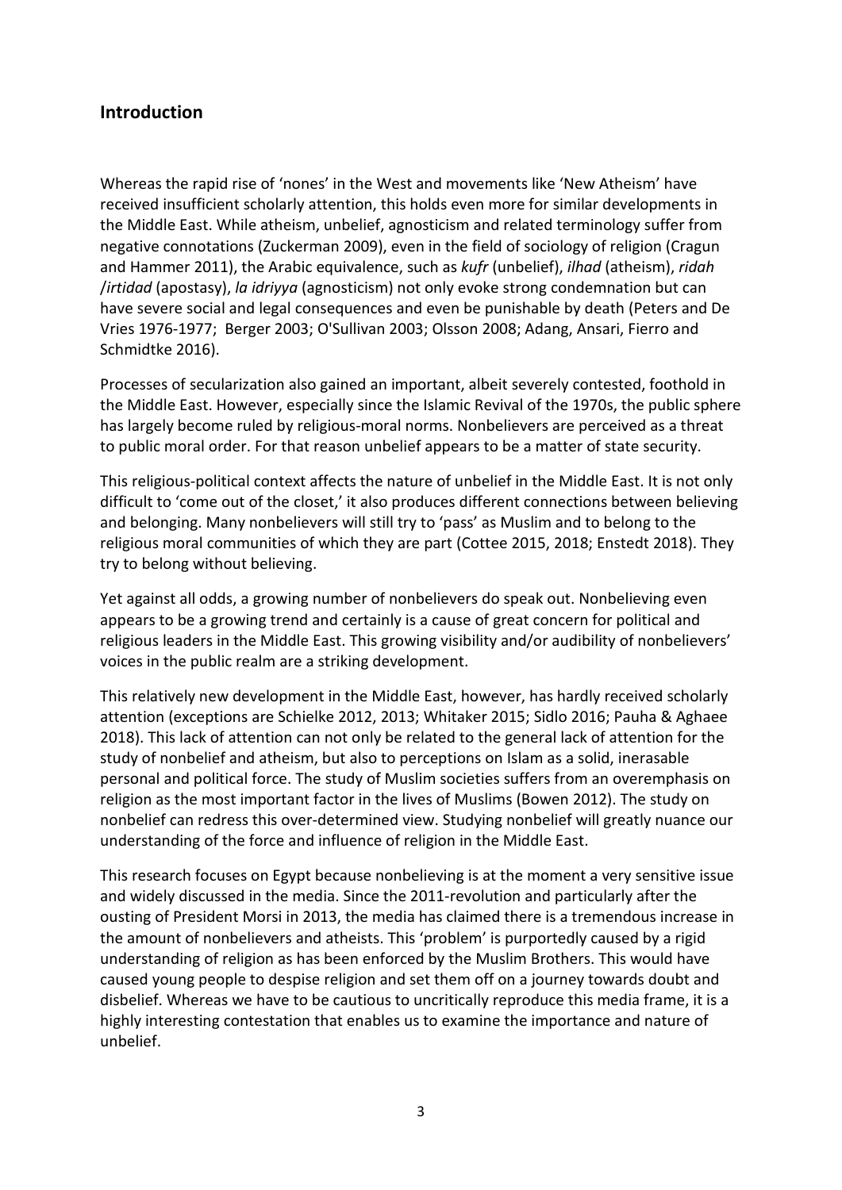## Introduction

Whereas the rapid rise of 'nones' in the West and movements like 'New Atheism' have received insufficient scholarly attention, this holds even more for similar developments in the Middle East. While atheism, unbelief, agnosticism and related terminology suffer from negative connotations (Zuckerman 2009), even in the field of sociology of religion (Cragun and Hammer 2011), the Arabic equivalence, such as *kufr* (unbelief), *ilhad* (atheism), *ridah* /*irtidad* (apostasy), *la idriyya* (agnosticism) not only evoke strong condemnation but can have severe social and legal consequences and even be punishable by death (Peters and De Vries 1976-1977; Berger 2003; O'Sullivan 2003; Olsson 2008; Adang, Ansari, Fierro and Schmidtke 2016).

Processes of secularization also gained an important, albeit severely contested, foothold in the Middle East. However, especially since the Islamic Revival of the 1970s, the public sphere has largely become ruled by religious-moral norms. Nonbelievers are perceived as a threat to public moral order. For that reason unbelief appears to be a matter of state security.

This religious-political context affects the nature of unbelief in the Middle East. It is not only difficult to 'come out of the closet,' it also produces different connections between believing and belonging. Many nonbelievers will still try to 'pass' as Muslim and to belong to the religious moral communities of which they are part (Cottee 2015, 2018; Enstedt 2018). They try to belong without believing.

Yet against all odds, a growing number of nonbelievers do speak out. Nonbelieving even appears to be a growing trend and certainly is a cause of great concern for political and religious leaders in the Middle East. This growing visibility and/or audibility of nonbelievers' voices in the public realm are a striking development.

This relatively new development in the Middle East, however, has hardly received scholarly attention (exceptions are Schielke 2012, 2013; Whitaker 2015; Sidlo 2016; Pauha & Aghaee 2018). This lack of attention can not only be related to the general lack of attention for the study of nonbelief and atheism, but also to perceptions on Islam as a solid, inerasable personal and political force. The study of Muslim societies suffers from an overemphasis on religion as the most important factor in the lives of Muslims (Bowen 2012). The study on nonbelief can redress this over-determined view. Studying nonbelief will greatly nuance our understanding of the force and influence of religion in the Middle East.

This research focuses on Egypt because nonbelieving is at the moment a very sensitive issue and widely discussed in the media. Since the 2011-revolution and particularly after the ousting of President Morsi in 2013, the media has claimed there is a tremendous increase in the amount of nonbelievers and atheists. This 'problem' is purportedly caused by a rigid understanding of religion as has been enforced by the Muslim Brothers. This would have caused young people to despise religion and set them off on a journey towards doubt and disbelief. Whereas we have to be cautious to uncritically reproduce this media frame, it is a highly interesting contestation that enables us to examine the importance and nature of unbelief.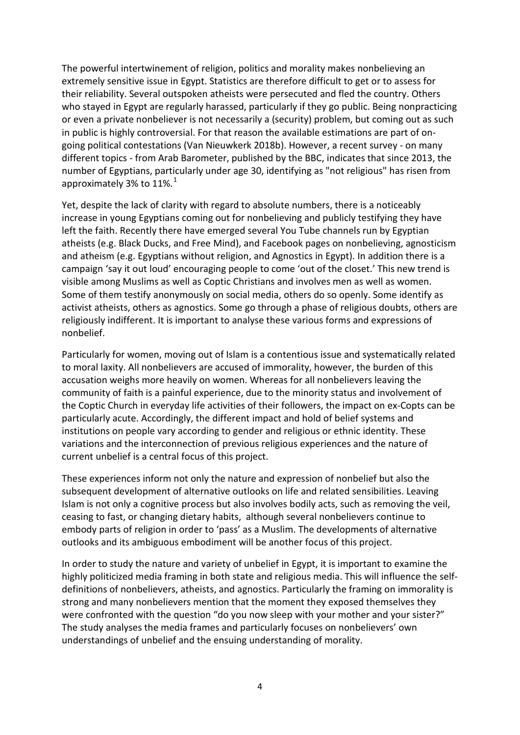The powerful intertwinement of religion, politics and morality makes nonbelieving an extremely sensitive issue in Egypt. Statistics are therefore difficult to get or to assess for their reliability. Several outspoken atheists were persecuted and fled the country. Others who stayed in Egypt are regularly harassed, particularly if they go public. Being nonpracticing or even a private nonbeliever is not necessarily a (security) problem, but coming out as such in public is highly controversial. For that reason the available estimations are part of on-going political contestations (Van Nieuwkerk 2018b). However, a recent survey - on many different topics - from Arab Barometer, published by the BBC, indicates that since 2013, the number of Egyptians, particularly under age 30, identifying as "not religious" has risen from approximately 3% to 11%.[1]

Yet, despite the lack of clarity with regard to absolute numbers, there is a noticeably increase in young Egyptians coming out for nonbelieving and publicly testifying they have left the faith. Recently there have emerged several You Tube channels run by Egyptian atheists (e.g. Black Ducks, and Free Mind), and Facebook pages on nonbelieving, agnosticism and atheism (e.g. Egyptians without religion, and Agnostics in Egypt). In addition there is a campaign 'say it out loud' encouraging people to come 'out of the closet.' This new trend is visible among Muslims as well as Coptic Christians and involves men as well as women. Some of them testify anonymously on social media, others do so openly. Some identify as activist atheists, others as agnostics. Some go through a phase of religious doubts, others are religiously indifferent. It is important to analyse these various forms and expressions of nonbelief.

Particularly for women, moving out of Islam is a contentious issue and systematically related to moral laxity. All nonbelievers are accused of immorality, however, the burden of this accusation weighs more heavily on women. Whereas for all nonbelievers leaving the community of faith is a painful experience, due to the minority status and involvement of the Coptic Church in everyday life activities of their followers, the impact on ex-Copts can be particularly acute. Accordingly, the different impact and hold of belief systems and institutions on people vary according to gender and religious or ethnic identity. These variations and the interconnection of previous religious experiences and the nature of current unbelief is a central focus of this project.

These experiences inform not only the nature and expression of nonbelief but also the subsequent development of alternative outlooks on life and related sensibilities. Leaving Islam is not only a cognitive process but also involves bodily acts, such as removing the veil, ceasing to fast, or changing dietary habits, although several nonbelievers continue to embody parts of religion in order to 'pass' as a Muslim. The developments of alternative outlooks and its ambiguous embodiment will be another focus of this project.

In order to study the nature and variety of unbelief in Egypt, it is important to examine the highly politicized media framing in both state and religious media. This will influence the self-definitions of nonbelievers, atheists, and agnostics. Particularly the framing on immorality is strong and many nonbelievers mention that the moment they exposed themselves they were confronted with the question "do you now sleep with your mother and your sister?" The study analyses the media frames and particularly focuses on nonbelievers' own understandings of unbelief and the ensuing understanding of morality.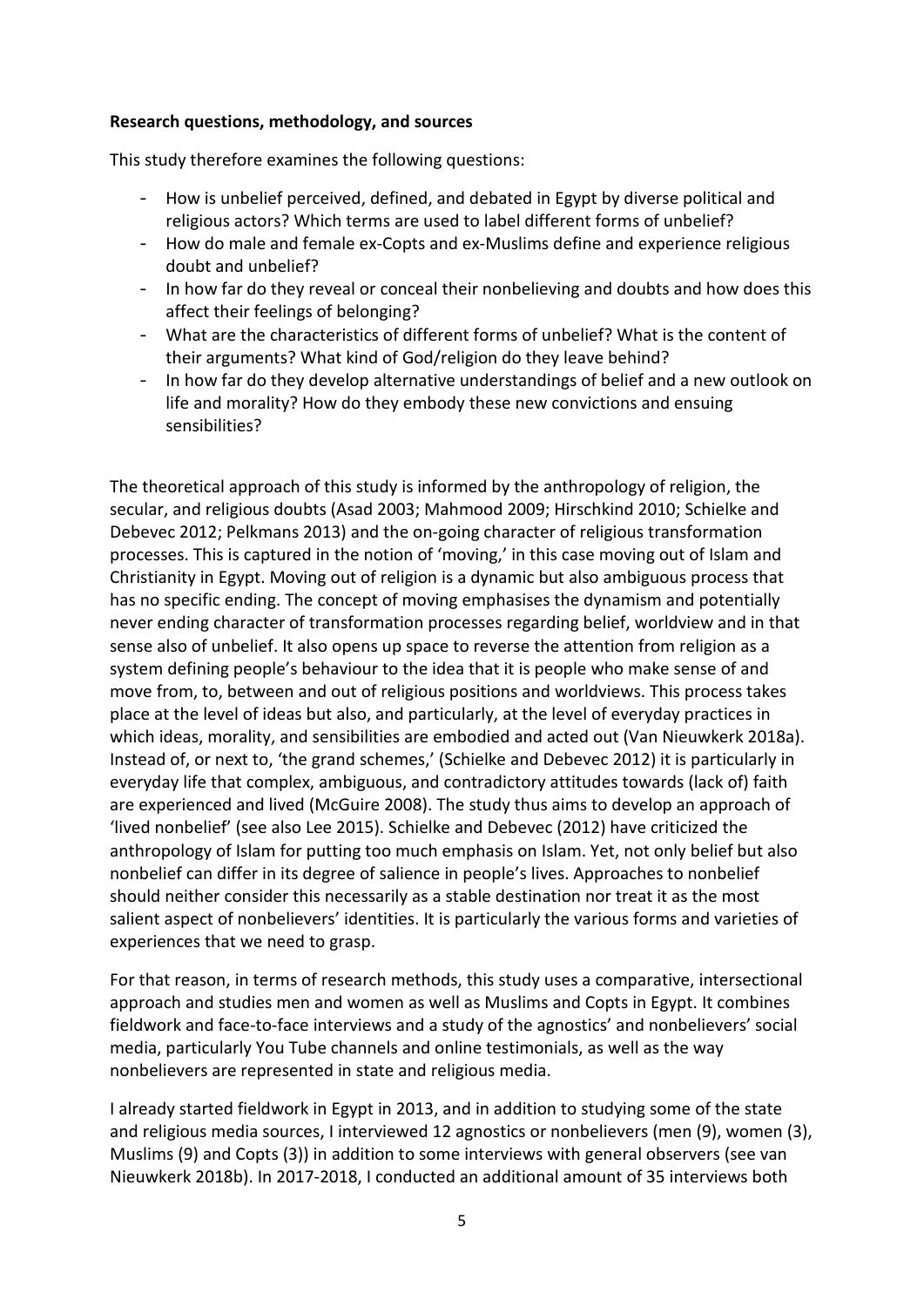**Research questions, methodology, and sources**

This study therefore examines the following questions:

- How is unbelief perceived, defined, and debated in Egypt by diverse political and religious actors? Which terms are used to label different forms of unbelief?
- How do male and female ex-Copts and ex-Muslims define and experience religious doubt and unbelief?
- In how far do they reveal or conceal their nonbelieving and doubts and how does this affect their feelings of belonging?
- What are the characteristics of different forms of unbelief? What is the content of their arguments? What kind of God/religion do they leave behind?
- In how far do they develop alternative understandings of belief and a new outlook on life and morality? How do they embody these new convictions and ensuing sensibilities?

The theoretical approach of this study is informed by the anthropology of religion, the secular, and religious doubts (Asad 2003; Mahmood 2009; Hirschkind 2010; Schielke and Debevec 2012; Pelkmans 2013) and the on-going character of religious transformation processes. This is captured in the notion of 'moving,' in this case moving out of Islam and Christianity in Egypt. Moving out of religion is a dynamic but also ambiguous process that has no specific ending. The concept of moving emphasises the dynamism and potentially never ending character of transformation processes regarding belief, worldview and in that sense also of unbelief. It also opens up space to reverse the attention from religion as a system defining people's behaviour to the idea that it is people who make sense of and move from, to, between and out of religious positions and worldviews. This process takes place at the level of ideas but also, and particularly, at the level of everyday practices in which ideas, morality, and sensibilities are embodied and acted out (Van Nieuwkerk 2018a). Instead of, or next to, 'the grand schemes,' (Schielke and Debevec 2012) it is particularly in everyday life that complex, ambiguous, and contradictory attitudes towards (lack of) faith are experienced and lived (McGuire 2008). The study thus aims to develop an approach of 'lived nonbelief' (see also Lee 2015). Schielke and Debevec (2012) have criticized the anthropology of Islam for putting too much emphasis on Islam. Yet, not only belief but also nonbelief can differ in its degree of salience in people's lives. Approaches to nonbelief should neither consider this necessarily as a stable destination nor treat it as the most salient aspect of nonbelievers' identities. It is particularly the various forms and varieties of experiences that we need to grasp.

For that reason, in terms of research methods, this study uses a comparative, intersectional approach and studies men and women as well as Muslims and Copts in Egypt. It combines fieldwork and face-to-face interviews and a study of the agnostics' and nonbelievers' social media, particularly You Tube channels and online testimonials, as well as the way nonbelievers are represented in state and religious media.

I already started fieldwork in Egypt in 2013, and in addition to studying some of the state and religious media sources, I interviewed 12 agnostics or nonbelievers (men (9), women (3), Muslims (9) and Copts (3)) in addition to some interviews with general observers (see van Nieuwkerk 2018b). In 2017-2018, I conducted an additional amount of 35 interviews both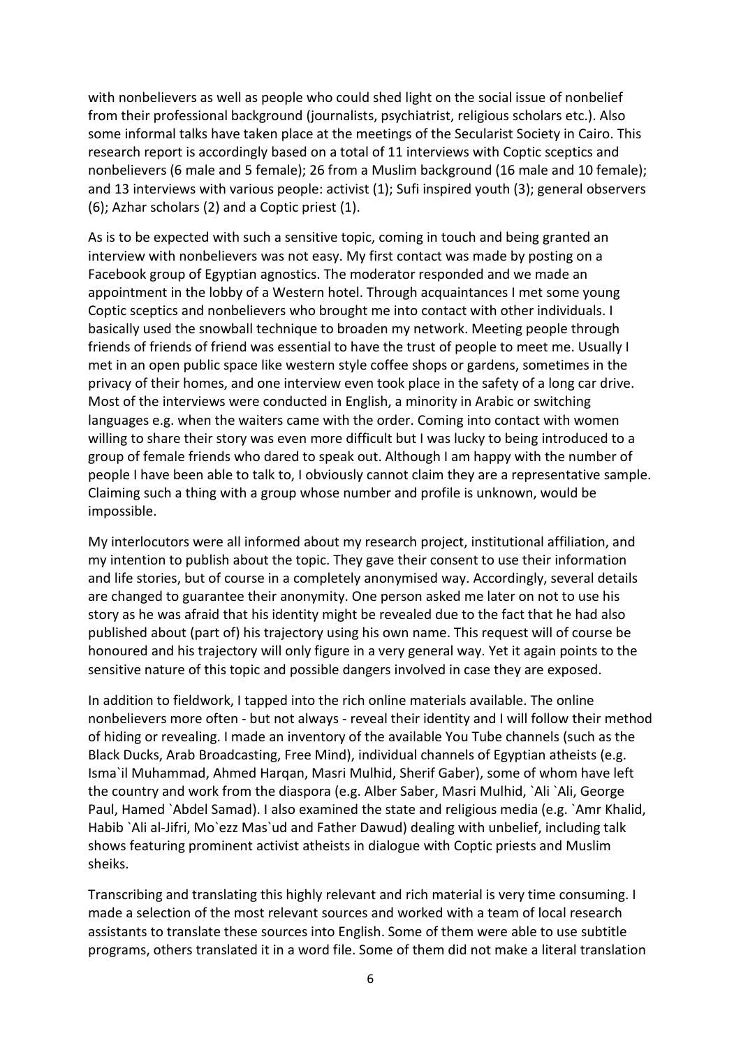with nonbelievers as well as people who could shed light on the social issue of nonbelief from their professional background (journalists, psychiatrist, religious scholars etc.). Also some informal talks have taken place at the meetings of the Secularist Society in Cairo. This research report is accordingly based on a total of 11 interviews with Coptic sceptics and nonbelievers (6 male and 5 female); 26 from a Muslim background (16 male and 10 female); and 13 interviews with various people: activist (1); Sufi inspired youth (3); general observers (6); Azhar scholars (2) and a Coptic priest (1).

As is to be expected with such a sensitive topic, coming in touch and being granted an interview with nonbelievers was not easy. My first contact was made by posting on a Facebook group of Egyptian agnostics. The moderator responded and we made an appointment in the lobby of a Western hotel. Through acquaintances I met some young Coptic sceptics and nonbelievers who brought me into contact with other individuals. I basically used the snowball technique to broaden my network. Meeting people through friends of friends of friend was essential to have the trust of people to meet me. Usually I met in an open public space like western style coffee shops or gardens, sometimes in the privacy of their homes, and one interview even took place in the safety of a long car drive. Most of the interviews were conducted in English, a minority in Arabic or switching languages e.g. when the waiters came with the order. Coming into contact with women willing to share their story was even more difficult but I was lucky to being introduced to a group of female friends who dared to speak out. Although I am happy with the number of people I have been able to talk to, I obviously cannot claim they are a representative sample. Claiming such a thing with a group whose number and profile is unknown, would be impossible.

My interlocutors were all informed about my research project, institutional affiliation, and my intention to publish about the topic. They gave their consent to use their information and life stories, but of course in a completely anonymised way. Accordingly, several details are changed to guarantee their anonymity. One person asked me later on not to use his story as he was afraid that his identity might be revealed due to the fact that he had also published about (part of) his trajectory using his own name. This request will of course be honoured and his trajectory will only figure in a very general way. Yet it again points to the sensitive nature of this topic and possible dangers involved in case they are exposed.

In addition to fieldwork, I tapped into the rich online materials available. The online nonbelievers more often - but not always - reveal their identity and I will follow their method of hiding or revealing. I made an inventory of the available You Tube channels (such as the Black Ducks, Arab Broadcasting, Free Mind), individual channels of Egyptian atheists (e.g. Isma`il Muhammad, Ahmed Harqan, Masri Mulhid, Sherif Gaber), some of whom have left the country and work from the diaspora (e.g. Alber Saber, Masri Mulhid, `Ali `Ali, George Paul, Hamed `Abdel Samad). I also examined the state and religious media (e.g. `Amr Khalid, Habib `Ali al-Jifri, Mo`ezz Mas`ud and Father Dawud) dealing with unbelief, including talk shows featuring prominent activist atheists in dialogue with Coptic priests and Muslim sheiks.

Transcribing and translating this highly relevant and rich material is very time consuming. I made a selection of the most relevant sources and worked with a team of local research assistants to translate these sources into English. Some of them were able to use subtitle programs, others translated it in a word file. Some of them did not make a literal translation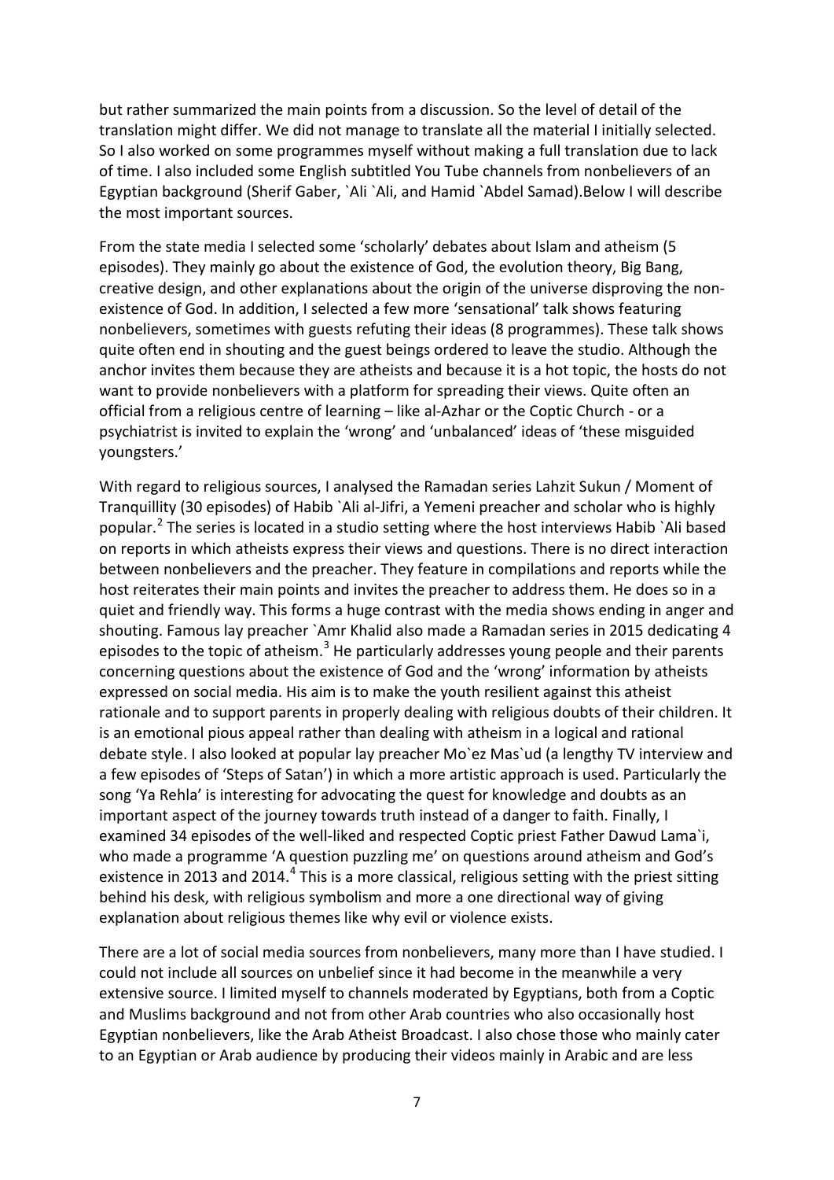but rather summarized the main points from a discussion. So the level of detail of the translation might differ. We did not manage to translate all the material I initially selected. So I also worked on some programmes myself without making a full translation due to lack of time. I also included some English subtitled You Tube channels from nonbelievers of an Egyptian background (Sherif Gaber, `Ali `Ali, and Hamid `Abdel Samad).Below I will describe the most important sources.

From the state media I selected some 'scholarly' debates about Islam and atheism (5 episodes). They mainly go about the existence of God, the evolution theory, Big Bang, creative design, and other explanations about the origin of the universe disproving the non-existence of God. In addition, I selected a few more 'sensational' talk shows featuring nonbelievers, sometimes with guests refuting their ideas (8 programmes). These talk shows quite often end in shouting and the guest beings ordered to leave the studio. Although the anchor invites them because they are atheists and because it is a hot topic, the hosts do not want to provide nonbelievers with a platform for spreading their views. Quite often an official from a religious centre of learning – like al-Azhar or the Coptic Church - or a psychiatrist is invited to explain the 'wrong' and 'unbalanced' ideas of 'these misguided youngsters.'

With regard to religious sources, I analysed the Ramadan series Lahzit Sukun / Moment of Tranquillity (30 episodes) of Habib `Ali al-Jifri, a Yemeni preacher and scholar who is highly popular.[2] The series is located in a studio setting where the host interviews Habib `Ali based on reports in which atheists express their views and questions. There is no direct interaction between nonbelievers and the preacher. They feature in compilations and reports while the host reiterates their main points and invites the preacher to address them. He does so in a quiet and friendly way. This forms a huge contrast with the media shows ending in anger and shouting. Famous lay preacher `Amr Khalid also made a Ramadan series in 2015 dedicating 4 episodes to the topic of atheism.[3] He particularly addresses young people and their parents concerning questions about the existence of God and the 'wrong' information by atheists expressed on social media. His aim is to make the youth resilient against this atheist rationale and to support parents in properly dealing with religious doubts of their children. It is an emotional pious appeal rather than dealing with atheism in a logical and rational debate style. I also looked at popular lay preacher Mo`ez Mas`ud (a lengthy TV interview and a few episodes of 'Steps of Satan') in which a more artistic approach is used. Particularly the song 'Ya Rehla' is interesting for advocating the quest for knowledge and doubts as an important aspect of the journey towards truth instead of a danger to faith. Finally, I examined 34 episodes of the well-liked and respected Coptic priest Father Dawud Lama`i, who made a programme 'A question puzzling me' on questions around atheism and God's existence in 2013 and 2014.[4] This is a more classical, religious setting with the priest sitting behind his desk, with religious symbolism and more a one directional way of giving explanation about religious themes like why evil or violence exists.

There are a lot of social media sources from nonbelievers, many more than I have studied. I could not include all sources on unbelief since it had become in the meanwhile a very extensive source. I limited myself to channels moderated by Egyptians, both from a Coptic and Muslims background and not from other Arab countries who also occasionally host Egyptian nonbelievers, like the Arab Atheist Broadcast. I also chose those who mainly cater to an Egyptian or Arab audience by producing their videos mainly in Arabic and are less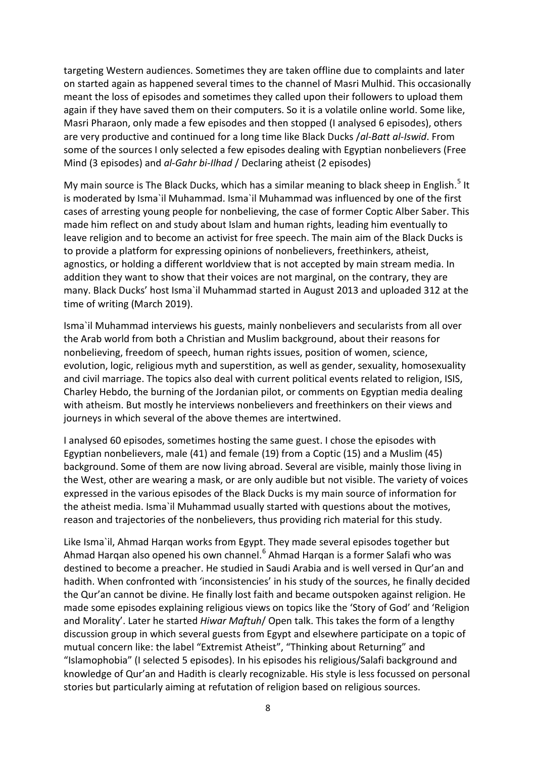targeting Western audiences. Sometimes they are taken offline due to complaints and later on started again as happened several times to the channel of Masri Mulhid. This occasionally meant the loss of episodes and sometimes they called upon their followers to upload them again if they have saved them on their computers. So it is a volatile online world. Some like, Masri Pharaon, only made a few episodes and then stopped (I analysed 6 episodes), others are very productive and continued for a long time like Black Ducks /*al-Batt al-Iswid*. From some of the sources I only selected a few episodes dealing with Egyptian nonbelievers (Free Mind (3 episodes) and *al-Gahr bi-Ilhad* / Declaring atheist (2 episodes)

My main source is The Black Ducks, which has a similar meaning to black sheep in English.[5] It is moderated by Isma`il Muhammad. Isma`il Muhammad was influenced by one of the first cases of arresting young people for nonbelieving, the case of former Coptic Alber Saber. This made him reflect on and study about Islam and human rights, leading him eventually to leave religion and to become an activist for free speech. The main aim of the Black Ducks is to provide a platform for expressing opinions of nonbelievers, freethinkers, atheist, agnostics, or holding a different worldview that is not accepted by main stream media. In addition they want to show that their voices are not marginal, on the contrary, they are many. Black Ducks' host Isma`il Muhammad started in August 2013 and uploaded 312 at the time of writing (March 2019).

Isma`il Muhammad interviews his guests, mainly nonbelievers and secularists from all over the Arab world from both a Christian and Muslim background, about their reasons for nonbelieving, freedom of speech, human rights issues, position of women, science, evolution, logic, religious myth and superstition, as well as gender, sexuality, homosexuality and civil marriage. The topics also deal with current political events related to religion, ISIS, Charley Hebdo, the burning of the Jordanian pilot, or comments on Egyptian media dealing with atheism. But mostly he interviews nonbelievers and freethinkers on their views and journeys in which several of the above themes are intertwined.

I analysed 60 episodes, sometimes hosting the same guest. I chose the episodes with Egyptian nonbelievers, male (41) and female (19) from a Coptic (15) and a Muslim (45) background. Some of them are now living abroad. Several are visible, mainly those living in the West, other are wearing a mask, or are only audible but not visible. The variety of voices expressed in the various episodes of the Black Ducks is my main source of information for the atheist media. Isma`il Muhammad usually started with questions about the motives, reason and trajectories of the nonbelievers, thus providing rich material for this study.

Like Isma`il, Ahmad Harqan works from Egypt. They made several episodes together but Ahmad Harqan also opened his own channel.[6] Ahmad Harqan is a former Salafi who was destined to become a preacher. He studied in Saudi Arabia and is well versed in Qur'an and hadith. When confronted with 'inconsistencies' in his study of the sources, he finally decided the Qur'an cannot be divine. He finally lost faith and became outspoken against religion. He made some episodes explaining religious views on topics like the 'Story of God' and 'Religion and Morality'. Later he started *Hiwar Maftuh*/ Open talk. This takes the form of a lengthy discussion group in which several guests from Egypt and elsewhere participate on a topic of mutual concern like: the label "Extremist Atheist", "Thinking about Returning" and "Islamophobia" (I selected 5 episodes). In his episodes his religious/Salafi background and knowledge of Qur'an and Hadith is clearly recognizable. His style is less focussed on personal stories but particularly aiming at refutation of religion based on religious sources.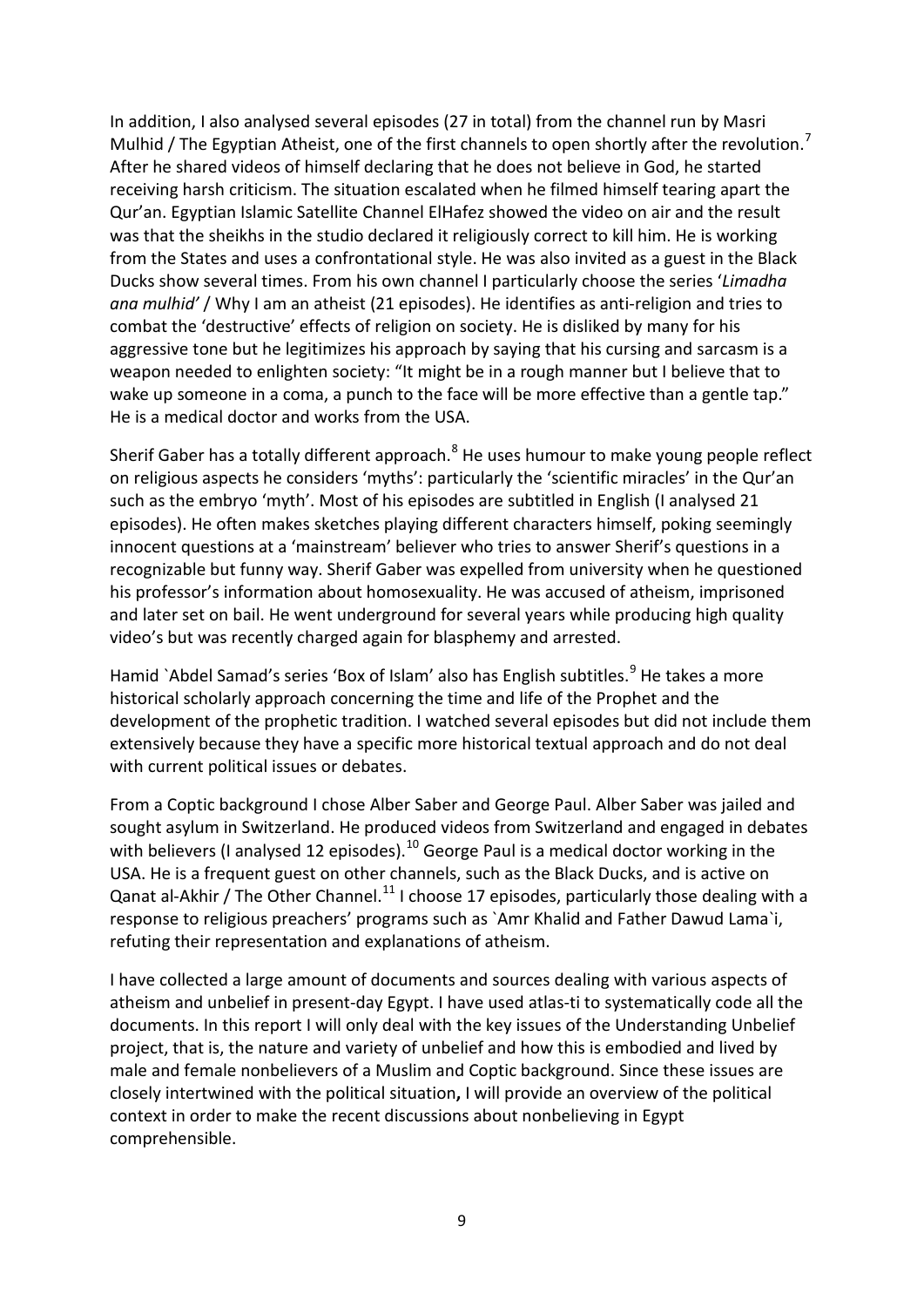In addition, I also analysed several episodes (27 in total) from the channel run by Masri Mulhid / The Egyptian Atheist, one of the first channels to open shortly after the revolution.[7] After he shared videos of himself declaring that he does not believe in God, he started receiving harsh criticism. The situation escalated when he filmed himself tearing apart the Qur'an. Egyptian Islamic Satellite Channel ElHafez showed the video on air and the result was that the sheikhs in the studio declared it religiously correct to kill him. He is working from the States and uses a confrontational style. He was also invited as a guest in the Black Ducks show several times. From his own channel I particularly choose the series '*Limadha ana mulhid*' / Why I am an atheist (21 episodes). He identifies as anti-religion and tries to combat the 'destructive' effects of religion on society. He is disliked by many for his aggressive tone but he legitimizes his approach by saying that his cursing and sarcasm is a weapon needed to enlighten society: "It might be in a rough manner but I believe that to wake up someone in a coma, a punch to the face will be more effective than a gentle tap." He is a medical doctor and works from the USA.

Sherif Gaber has a totally different approach.[8] He uses humour to make young people reflect on religious aspects he considers 'myths': particularly the 'scientific miracles' in the Qur'an such as the embryo 'myth'. Most of his episodes are subtitled in English (I analysed 21 episodes). He often makes sketches playing different characters himself, poking seemingly innocent questions at a 'mainstream' believer who tries to answer Sherif's questions in a recognizable but funny way. Sherif Gaber was expelled from university when he questioned his professor's information about homosexuality. He was accused of atheism, imprisoned and later set on bail. He went underground for several years while producing high quality video's but was recently charged again for blasphemy and arrested.

Hamid `Abdel Samad's series 'Box of Islam' also has English subtitles.[9] He takes a more historical scholarly approach concerning the time and life of the Prophet and the development of the prophetic tradition. I watched several episodes but did not include them extensively because they have a specific more historical textual approach and do not deal with current political issues or debates.

From a Coptic background I chose Alber Saber and George Paul. Alber Saber was jailed and sought asylum in Switzerland. He produced videos from Switzerland and engaged in debates with believers (I analysed 12 episodes).[10] George Paul is a medical doctor working in the USA. He is a frequent guest on other channels, such as the Black Ducks, and is active on Qanat al-Akhir / The Other Channel.[11] I choose 17 episodes, particularly those dealing with a response to religious preachers' programs such as `Amr Khalid and Father Dawud Lama`i, refuting their representation and explanations of atheism.

I have collected a large amount of documents and sources dealing with various aspects of atheism and unbelief in present-day Egypt. I have used atlas-ti to systematically code all the documents. In this report I will only deal with the key issues of the Understanding Unbelief project, that is, the nature and variety of unbelief and how this is embodied and lived by male and female nonbelievers of a Muslim and Coptic background. Since these issues are closely intertwined with the political situation**,** I will provide an overview of the political context in order to make the recent discussions about nonbelieving in Egypt comprehensible.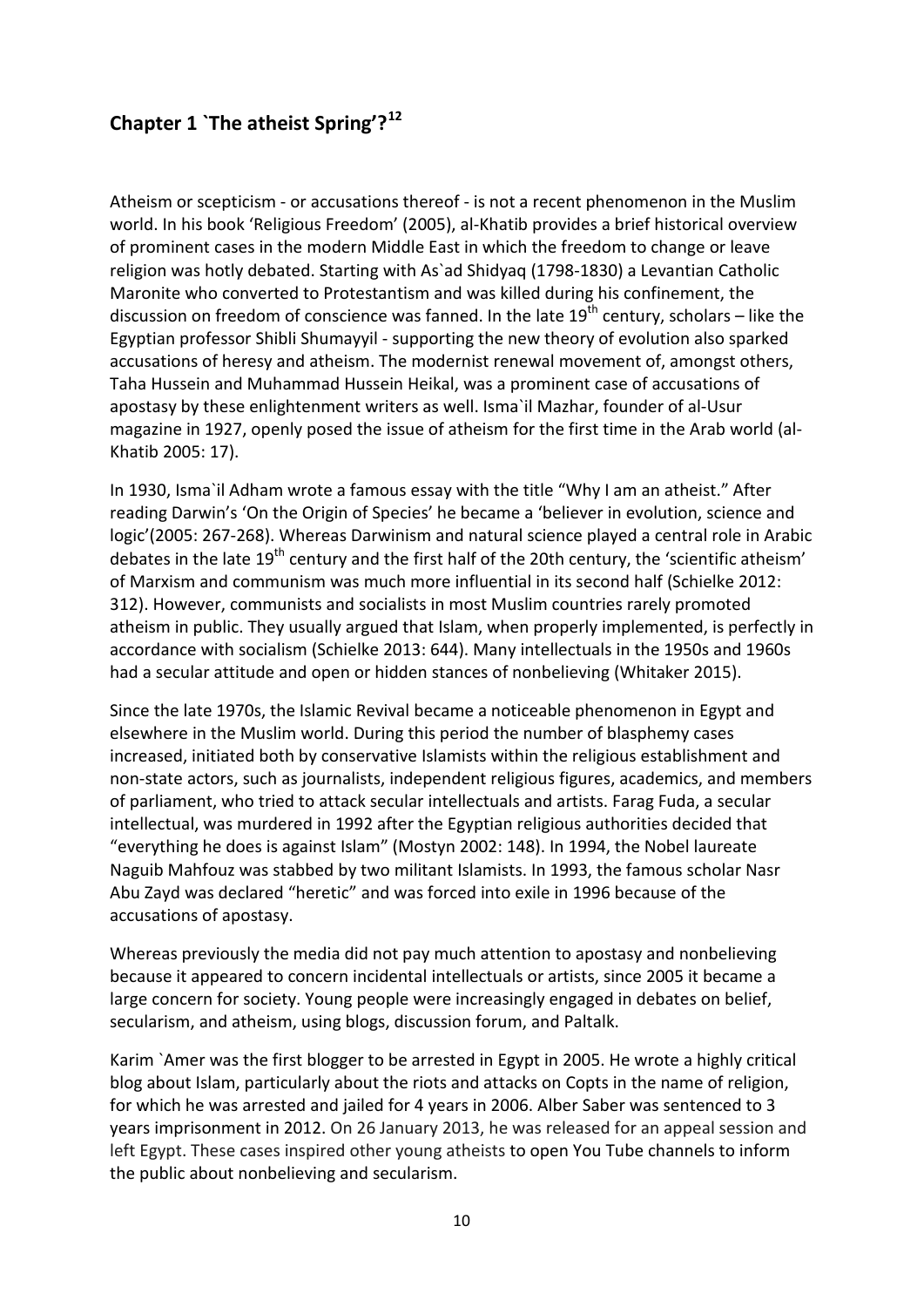# Chapter 1 `The atheist Spring'?[12]

Atheism or scepticism - or accusations thereof - is not a recent phenomenon in the Muslim world. In his book 'Religious Freedom' (2005), al-Khatib provides a brief historical overview of prominent cases in the modern Middle East in which the freedom to change or leave religion was hotly debated. Starting with As`ad Shidyaq (1798-1830) a Levantian Catholic Maronite who converted to Protestantism and was killed during his confinement, the discussion on freedom of conscience was fanned. In the late 19th century, scholars – like the Egyptian professor Shibli Shumayyil - supporting the new theory of evolution also sparked accusations of heresy and atheism. The modernist renewal movement of, amongst others, Taha Hussein and Muhammad Hussein Heikal, was a prominent case of accusations of apostasy by these enlightenment writers as well. Isma`il Mazhar, founder of al-Usur magazine in 1927, openly posed the issue of atheism for the first time in the Arab world (al-Khatib 2005: 17).

In 1930, Isma`il Adham wrote a famous essay with the title "Why I am an atheist." After reading Darwin's 'On the Origin of Species' he became a 'believer in evolution, science and logic'(2005: 267-268). Whereas Darwinism and natural science played a central role in Arabic debates in the late 19th century and the first half of the 20th century, the 'scientific atheism' of Marxism and communism was much more influential in its second half (Schielke 2012: 312). However, communists and socialists in most Muslim countries rarely promoted atheism in public. They usually argued that Islam, when properly implemented, is perfectly in accordance with socialism (Schielke 2013: 644). Many intellectuals in the 1950s and 1960s had a secular attitude and open or hidden stances of nonbelieving (Whitaker 2015).

Since the late 1970s, the Islamic Revival became a noticeable phenomenon in Egypt and elsewhere in the Muslim world. During this period the number of blasphemy cases increased, initiated both by conservative Islamists within the religious establishment and non-state actors, such as journalists, independent religious figures, academics, and members of parliament, who tried to attack secular intellectuals and artists. Farag Fuda, a secular intellectual, was murdered in 1992 after the Egyptian religious authorities decided that "everything he does is against Islam" (Mostyn 2002: 148). In 1994, the Nobel laureate Naguib Mahfouz was stabbed by two militant Islamists. In 1993, the famous scholar Nasr Abu Zayd was declared "heretic" and was forced into exile in 1996 because of the accusations of apostasy.

Whereas previously the media did not pay much attention to apostasy and nonbelieving because it appeared to concern incidental intellectuals or artists, since 2005 it became a large concern for society. Young people were increasingly engaged in debates on belief, secularism, and atheism, using blogs, discussion forum, and Paltalk.

Karim `Amer was the first blogger to be arrested in Egypt in 2005. He wrote a highly critical blog about Islam, particularly about the riots and attacks on Copts in the name of religion, for which he was arrested and jailed for 4 years in 2006. Alber Saber was sentenced to 3 years imprisonment in 2012. On 26 January 2013, he was released for an appeal session and left Egypt. These cases inspired other young atheists to open You Tube channels to inform the public about nonbelieving and secularism.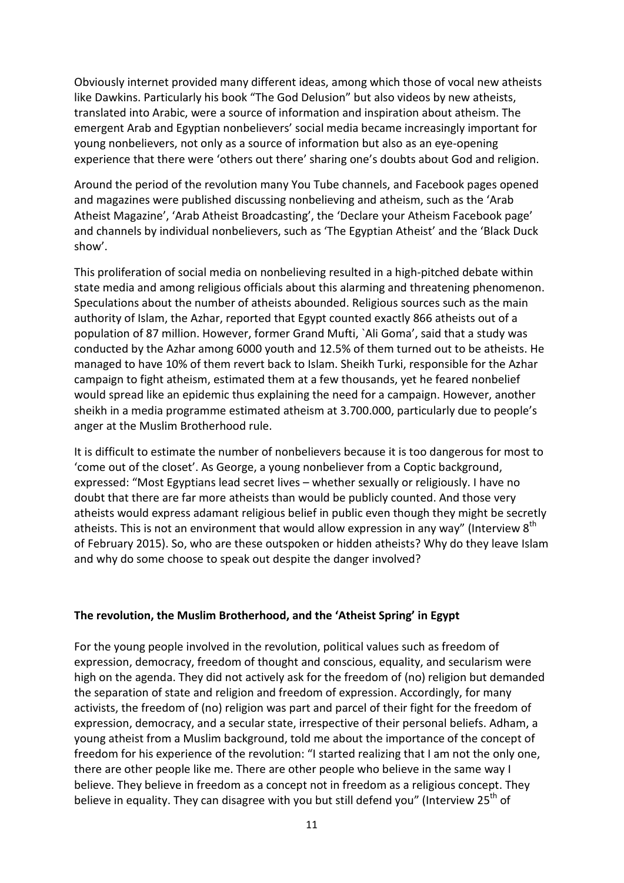Obviously internet provided many different ideas, among which those of vocal new atheists like Dawkins. Particularly his book "The God Delusion" but also videos by new atheists, translated into Arabic, were a source of information and inspiration about atheism. The emergent Arab and Egyptian nonbelievers' social media became increasingly important for young nonbelievers, not only as a source of information but also as an eye-opening experience that there were 'others out there' sharing one's doubts about God and religion.

Around the period of the revolution many You Tube channels, and Facebook pages opened and magazines were published discussing nonbelieving and atheism, such as the 'Arab Atheist Magazine', 'Arab Atheist Broadcasting', the 'Declare your Atheism Facebook page' and channels by individual nonbelievers, such as 'The Egyptian Atheist' and the 'Black Duck show'.

This proliferation of social media on nonbelieving resulted in a high-pitched debate within state media and among religious officials about this alarming and threatening phenomenon. Speculations about the number of atheists abounded. Religious sources such as the main authority of Islam, the Azhar, reported that Egypt counted exactly 866 atheists out of a population of 87 million. However, former Grand Mufti, `Ali Goma', said that a study was conducted by the Azhar among 6000 youth and 12.5% of them turned out to be atheists. He managed to have 10% of them revert back to Islam. Sheikh Turki, responsible for the Azhar campaign to fight atheism, estimated them at a few thousands, yet he feared nonbelief would spread like an epidemic thus explaining the need for a campaign. However, another sheikh in a media programme estimated atheism at 3.700.000, particularly due to people's anger at the Muslim Brotherhood rule.

It is difficult to estimate the number of nonbelievers because it is too dangerous for most to 'come out of the closet'. As George, a young nonbeliever from a Coptic background, expressed: "Most Egyptians lead secret lives – whether sexually or religiously. I have no doubt that there are far more atheists than would be publicly counted. And those very atheists would express adamant religious belief in public even though they might be secretly atheists. This is not an environment that would allow expression in any way" (Interview 8th of February 2015). So, who are these outspoken or hidden atheists? Why do they leave Islam and why do some choose to speak out despite the danger involved?

**The revolution, the Muslim Brotherhood, and the 'Atheist Spring' in Egypt**

For the young people involved in the revolution, political values such as freedom of expression, democracy, freedom of thought and conscious, equality, and secularism were high on the agenda. They did not actively ask for the freedom of (no) religion but demanded the separation of state and religion and freedom of expression. Accordingly, for many activists, the freedom of (no) religion was part and parcel of their fight for the freedom of expression, democracy, and a secular state, irrespective of their personal beliefs. Adham, a young atheist from a Muslim background, told me about the importance of the concept of freedom for his experience of the revolution: "I started realizing that I am not the only one, there are other people like me. There are other people who believe in the same way I believe. They believe in freedom as a concept not in freedom as a religious concept. They believe in equality. They can disagree with you but still defend you" (Interview 25th of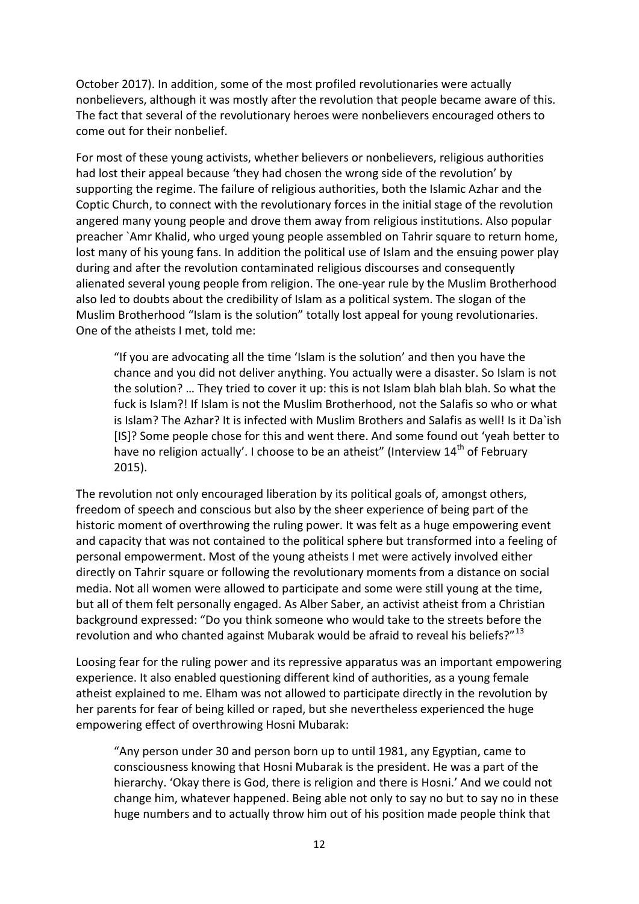October 2017). In addition, some of the most profiled revolutionaries were actually nonbelievers, although it was mostly after the revolution that people became aware of this. The fact that several of the revolutionary heroes were nonbelievers encouraged others to come out for their nonbelief.

For most of these young activists, whether believers or nonbelievers, religious authorities had lost their appeal because 'they had chosen the wrong side of the revolution' by supporting the regime. The failure of religious authorities, both the Islamic Azhar and the Coptic Church, to connect with the revolutionary forces in the initial stage of the revolution angered many young people and drove them away from religious institutions. Also popular preacher `Amr Khalid, who urged young people assembled on Tahrir square to return home, lost many of his young fans. In addition the political use of Islam and the ensuing power play during and after the revolution contaminated religious discourses and consequently alienated several young people from religion. The one-year rule by the Muslim Brotherhood also led to doubts about the credibility of Islam as a political system. The slogan of the Muslim Brotherhood "Islam is the solution" totally lost appeal for young revolutionaries. One of the atheists I met, told me:

> "If you are advocating all the time 'Islam is the solution' and then you have the chance and you did not deliver anything. You actually were a disaster. So Islam is not the solution? … They tried to cover it up: this is not Islam blah blah blah. So what the fuck is Islam?! If Islam is not the Muslim Brotherhood, not the Salafis so who or what is Islam? The Azhar? It is infected with Muslim Brothers and Salafis as well! Is it Da`ish [IS]? Some people chose for this and went there. And some found out 'yeah better to have no religion actually'. I choose to be an atheist" (Interview 14th of February 2015).

The revolution not only encouraged liberation by its political goals of, amongst others, freedom of speech and conscious but also by the sheer experience of being part of the historic moment of overthrowing the ruling power. It was felt as a huge empowering event and capacity that was not contained to the political sphere but transformed into a feeling of personal empowerment. Most of the young atheists I met were actively involved either directly on Tahrir square or following the revolutionary moments from a distance on social media. Not all women were allowed to participate and some were still young at the time, but all of them felt personally engaged. As Alber Saber, an activist atheist from a Christian background expressed: "Do you think someone who would take to the streets before the revolution and who chanted against Mubarak would be afraid to reveal his beliefs?"[13]

Loosing fear for the ruling power and its repressive apparatus was an important empowering experience. It also enabled questioning different kind of authorities, as a young female atheist explained to me. Elham was not allowed to participate directly in the revolution by her parents for fear of being killed or raped, but she nevertheless experienced the huge empowering effect of overthrowing Hosni Mubarak:

> "Any person under 30 and person born up to until 1981, any Egyptian, came to consciousness knowing that Hosni Mubarak is the president. He was a part of the hierarchy. 'Okay there is God, there is religion and there is Hosni.' And we could not change him, whatever happened. Being able not only to say no but to say no in these huge numbers and to actually throw him out of his position made people think that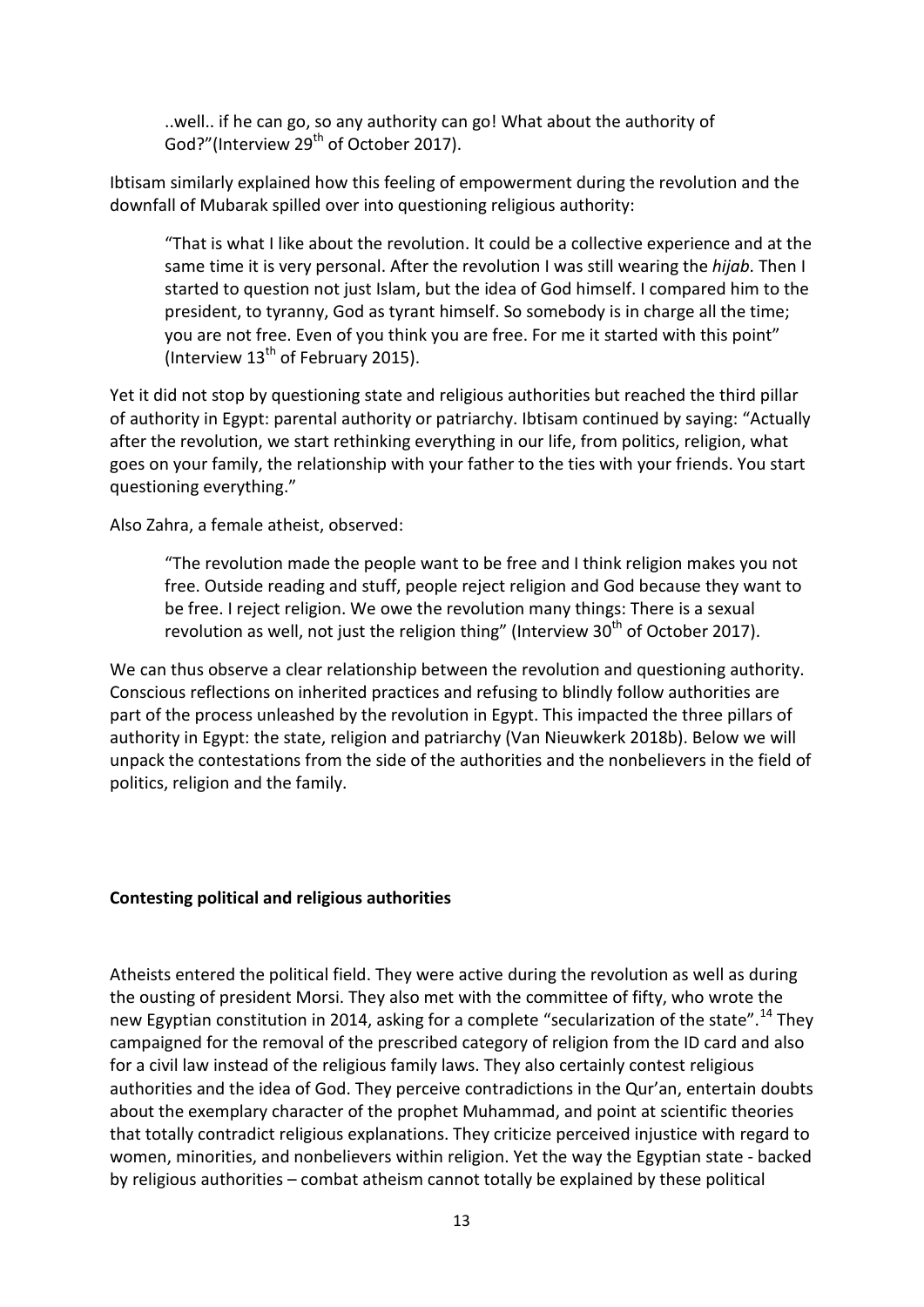..well.. if he can go, so any authority can go! What about the authority of God?"(Interview 29th of October 2017).

Ibtisam similarly explained how this feeling of empowerment during the revolution and the downfall of Mubarak spilled over into questioning religious authority:

> "That is what I like about the revolution. It could be a collective experience and at the same time it is very personal. After the revolution I was still wearing the *hijab*. Then I started to question not just Islam, but the idea of God himself. I compared him to the president, to tyranny, God as tyrant himself. So somebody is in charge all the time; you are not free. Even of you think you are free. For me it started with this point" (Interview 13th of February 2015).

Yet it did not stop by questioning state and religious authorities but reached the third pillar of authority in Egypt: parental authority or patriarchy. Ibtisam continued by saying: "Actually after the revolution, we start rethinking everything in our life, from politics, religion, what goes on your family, the relationship with your father to the ties with your friends. You start questioning everything."

Also Zahra, a female atheist, observed:

> "The revolution made the people want to be free and I think religion makes you not free. Outside reading and stuff, people reject religion and God because they want to be free. I reject religion. We owe the revolution many things: There is a sexual revolution as well, not just the religion thing" (Interview 30th of October 2017).

We can thus observe a clear relationship between the revolution and questioning authority. Conscious reflections on inherited practices and refusing to blindly follow authorities are part of the process unleashed by the revolution in Egypt. This impacted the three pillars of authority in Egypt: the state, religion and patriarchy (Van Nieuwkerk 2018b). Below we will unpack the contestations from the side of the authorities and the nonbelievers in the field of politics, religion and the family.

**Contesting political and religious authorities**

Atheists entered the political field. They were active during the revolution as well as during the ousting of president Morsi. They also met with the committee of fifty, who wrote the new Egyptian constitution in 2014, asking for a complete "secularization of the state".[14] They campaigned for the removal of the prescribed category of religion from the ID card and also for a civil law instead of the religious family laws. They also certainly contest religious authorities and the idea of God. They perceive contradictions in the Qur'an, entertain doubts about the exemplary character of the prophet Muhammad, and point at scientific theories that totally contradict religious explanations. They criticize perceived injustice with regard to women, minorities, and nonbelievers within religion. Yet the way the Egyptian state - backed by religious authorities – combat atheism cannot totally be explained by these political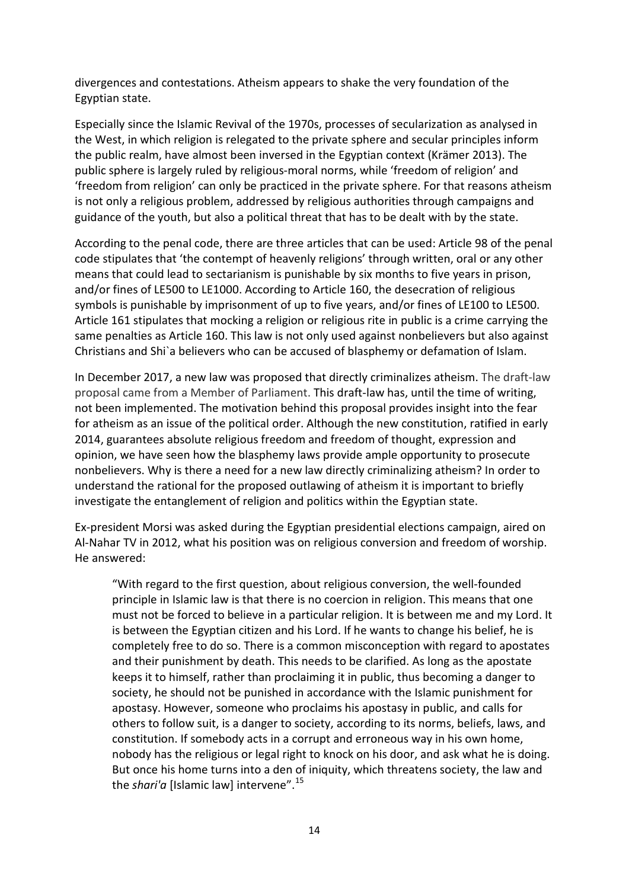divergences and contestations. Atheism appears to shake the very foundation of the Egyptian state.

Especially since the Islamic Revival of the 1970s, processes of secularization as analysed in the West, in which religion is relegated to the private sphere and secular principles inform the public realm, have almost been inversed in the Egyptian context (Krämer 2013). The public sphere is largely ruled by religious-moral norms, while 'freedom of religion' and 'freedom from religion' can only be practiced in the private sphere. For that reasons atheism is not only a religious problem, addressed by religious authorities through campaigns and guidance of the youth, but also a political threat that has to be dealt with by the state.

According to the penal code, there are three articles that can be used: Article 98 of the penal code stipulates that 'the contempt of heavenly religions' through written, oral or any other means that could lead to sectarianism is punishable by six months to five years in prison, and/or fines of LE500 to LE1000. According to Article 160, the desecration of religious symbols is punishable by imprisonment of up to five years, and/or fines of LE100 to LE500. Article 161 stipulates that mocking a religion or religious rite in public is a crime carrying the same penalties as Article 160. This law is not only used against nonbelievers but also against Christians and Shi`a believers who can be accused of blasphemy or defamation of Islam.

In December 2017, a new law was proposed that directly criminalizes atheism. The draft-law proposal came from a Member of Parliament. This draft-law has, until the time of writing, not been implemented. The motivation behind this proposal provides insight into the fear for atheism as an issue of the political order. Although the new constitution, ratified in early 2014, guarantees absolute religious freedom and freedom of thought, expression and opinion, we have seen how the blasphemy laws provide ample opportunity to prosecute nonbelievers. Why is there a need for a new law directly criminalizing atheism? In order to understand the rational for the proposed outlawing of atheism it is important to briefly investigate the entanglement of religion and politics within the Egyptian state.

Ex-president Morsi was asked during the Egyptian presidential elections campaign, aired on Al-Nahar TV in 2012, what his position was on religious conversion and freedom of worship. He answered:

> "With regard to the first question, about religious conversion, the well-founded principle in Islamic law is that there is no coercion in religion. This means that one must not be forced to believe in a particular religion. It is between me and my Lord. It is between the Egyptian citizen and his Lord. If he wants to change his belief, he is completely free to do so. There is a common misconception with regard to apostates and their punishment by death. This needs to be clarified. As long as the apostate keeps it to himself, rather than proclaiming it in public, thus becoming a danger to society, he should not be punished in accordance with the Islamic punishment for apostasy. However, someone who proclaims his apostasy in public, and calls for others to follow suit, is a danger to society, according to its norms, beliefs, laws, and constitution. If somebody acts in a corrupt and erroneous way in his own home, nobody has the religious or legal right to knock on his door, and ask what he is doing. But once his home turns into a den of iniquity, which threatens society, the law and the *shari'a* [Islamic law] intervene".[15]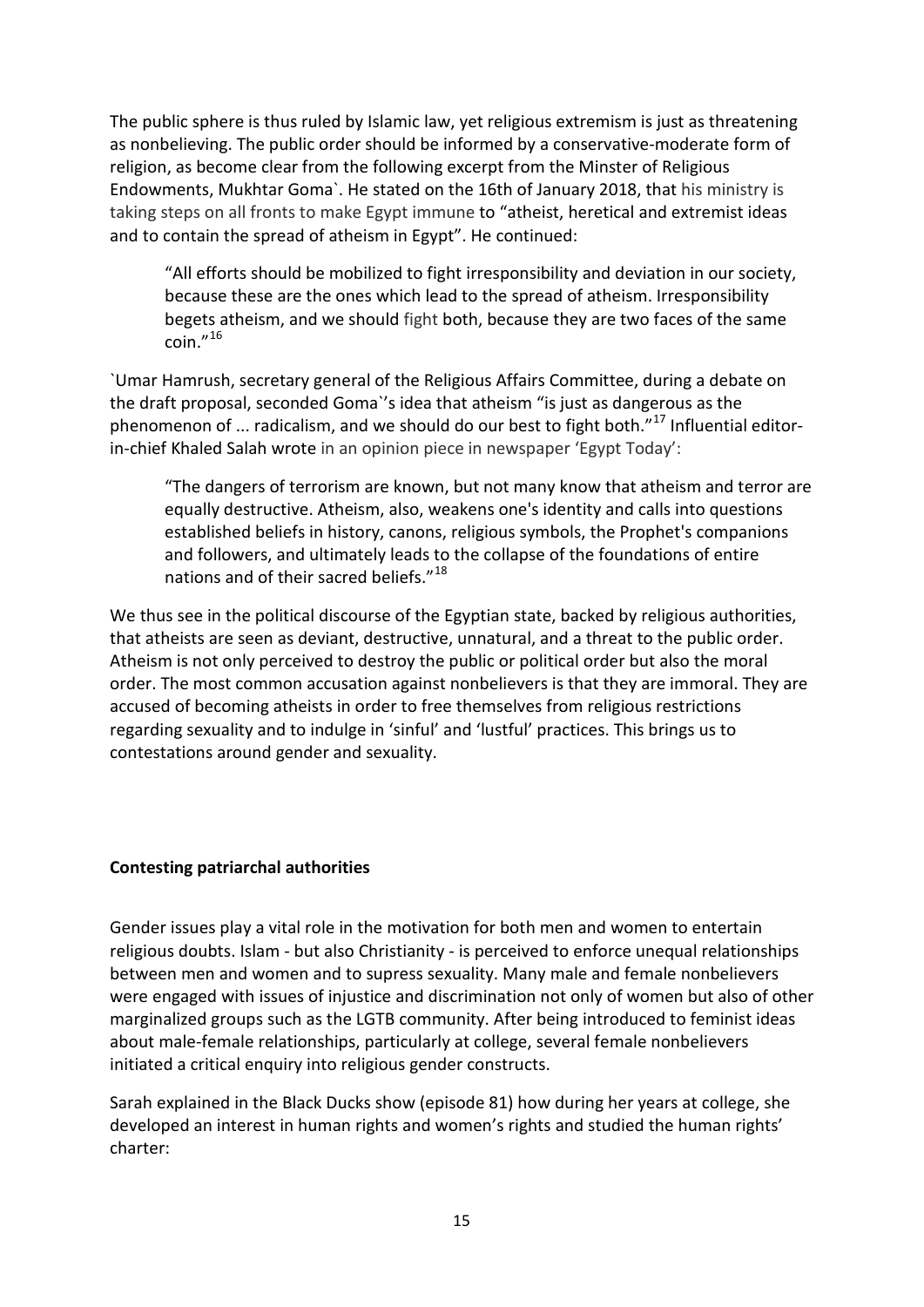The public sphere is thus ruled by Islamic law, yet religious extremism is just as threatening as nonbelieving. The public order should be informed by a conservative-moderate form of religion, as become clear from the following excerpt from the Minster of Religious Endowments, Mukhtar Goma`. He stated on the 16th of January 2018, that his ministry is taking steps on all fronts to make Egypt immune to "atheist, heretical and extremist ideas and to contain the spread of atheism in Egypt". He continued:

> "All efforts should be mobilized to fight irresponsibility and deviation in our society, because these are the ones which lead to the spread of atheism. Irresponsibility begets atheism, and we should fight both, because they are two faces of the same coin."[16]

`Umar Hamrush, secretary general of the Religious Affairs Committee, during a debate on the draft proposal, seconded Goma`'s idea that atheism "is just as dangerous as the phenomenon of ... radicalism, and we should do our best to fight both."[17] Influential editor-in-chief Khaled Salah wrote in an opinion piece in newspaper 'Egypt Today':

> "The dangers of terrorism are known, but not many know that atheism and terror are equally destructive. Atheism, also, weakens one's identity and calls into questions established beliefs in history, canons, religious symbols, the Prophet's companions and followers, and ultimately leads to the collapse of the foundations of entire nations and of their sacred beliefs."[18]

We thus see in the political discourse of the Egyptian state, backed by religious authorities, that atheists are seen as deviant, destructive, unnatural, and a threat to the public order. Atheism is not only perceived to destroy the public or political order but also the moral order. The most common accusation against nonbelievers is that they are immoral. They are accused of becoming atheists in order to free themselves from religious restrictions regarding sexuality and to indulge in 'sinful' and 'lustful' practices. This brings us to contestations around gender and sexuality.

**Contesting patriarchal authorities**

Gender issues play a vital role in the motivation for both men and women to entertain religious doubts. Islam - but also Christianity - is perceived to enforce unequal relationships between men and women and to supress sexuality. Many male and female nonbelievers were engaged with issues of injustice and discrimination not only of women but also of other marginalized groups such as the LGTB community. After being introduced to feminist ideas about male-female relationships, particularly at college, several female nonbelievers initiated a critical enquiry into religious gender constructs.

Sarah explained in the Black Ducks show (episode 81) how during her years at college, she developed an interest in human rights and women's rights and studied the human rights' charter: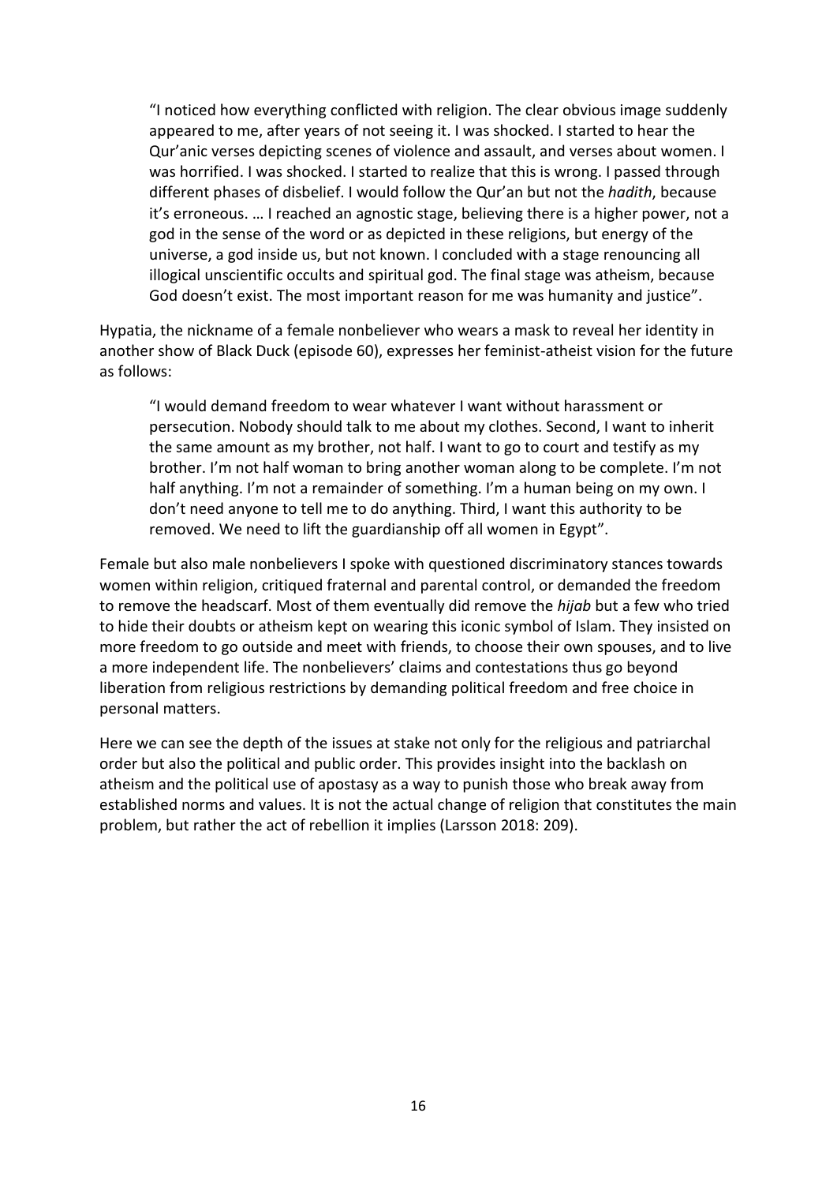> "I noticed how everything conflicted with religion. The clear obvious image suddenly appeared to me, after years of not seeing it. I was shocked. I started to hear the Qur'anic verses depicting scenes of violence and assault, and verses about women. I was horrified. I was shocked. I started to realize that this is wrong. I passed through different phases of disbelief. I would follow the Qur'an but not the *hadith*, because it's erroneous. … I reached an agnostic stage, believing there is a higher power, not a god in the sense of the word or as depicted in these religions, but energy of the universe, a god inside us, but not known. I concluded with a stage renouncing all illogical unscientific occults and spiritual god. The final stage was atheism, because God doesn't exist. The most important reason for me was humanity and justice".

Hypatia, the nickname of a female nonbeliever who wears a mask to reveal her identity in another show of Black Duck (episode 60), expresses her feminist-atheist vision for the future as follows:

> "I would demand freedom to wear whatever I want without harassment or persecution. Nobody should talk to me about my clothes. Second, I want to inherit the same amount as my brother, not half. I want to go to court and testify as my brother. I'm not half woman to bring another woman along to be complete. I'm not half anything. I'm not a remainder of something. I'm a human being on my own. I don't need anyone to tell me to do anything. Third, I want this authority to be removed. We need to lift the guardianship off all women in Egypt".

Female but also male nonbelievers I spoke with questioned discriminatory stances towards women within religion, critiqued fraternal and parental control, or demanded the freedom to remove the headscarf. Most of them eventually did remove the *hijab* but a few who tried to hide their doubts or atheism kept on wearing this iconic symbol of Islam. They insisted on more freedom to go outside and meet with friends, to choose their own spouses, and to live a more independent life. The nonbelievers' claims and contestations thus go beyond liberation from religious restrictions by demanding political freedom and free choice in personal matters.

Here we can see the depth of the issues at stake not only for the religious and patriarchal order but also the political and public order. This provides insight into the backlash on atheism and the political use of apostasy as a way to punish those who break away from established norms and values. It is not the actual change of religion that constitutes the main problem, but rather the act of rebellion it implies (Larsson 2018: 209).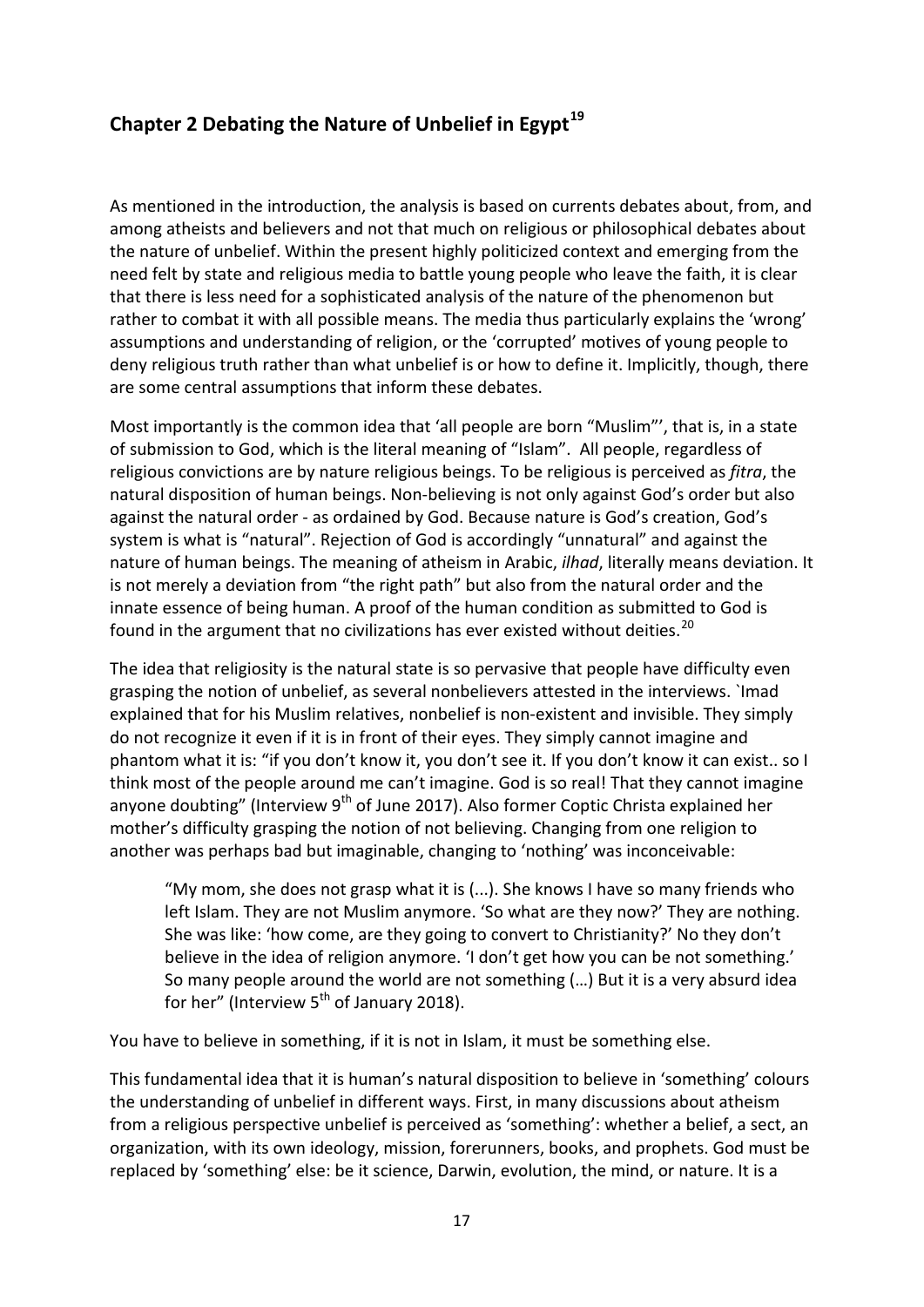## Chapter 2 Debating the Nature of Unbelief in Egypt[19]

As mentioned in the introduction, the analysis is based on currents debates about, from, and among atheists and believers and not that much on religious or philosophical debates about the nature of unbelief. Within the present highly politicized context and emerging from the need felt by state and religious media to battle young people who leave the faith, it is clear that there is less need for a sophisticated analysis of the nature of the phenomenon but rather to combat it with all possible means. The media thus particularly explains the 'wrong' assumptions and understanding of religion, or the 'corrupted' motives of young people to deny religious truth rather than what unbelief is or how to define it. Implicitly, though, there are some central assumptions that inform these debates.

Most importantly is the common idea that 'all people are born "Muslim"', that is, in a state of submission to God, which is the literal meaning of "Islam". All people, regardless of religious convictions are by nature religious beings. To be religious is perceived as *fitra*, the natural disposition of human beings. Non-believing is not only against God's order but also against the natural order - as ordained by God. Because nature is God's creation, God's system is what is "natural". Rejection of God is accordingly "unnatural" and against the nature of human beings. The meaning of atheism in Arabic, *ilhad*, literally means deviation. It is not merely a deviation from "the right path" but also from the natural order and the innate essence of being human. A proof of the human condition as submitted to God is found in the argument that no civilizations has ever existed without deities.[20]

The idea that religiosity is the natural state is so pervasive that people have difficulty even grasping the notion of unbelief, as several nonbelievers attested in the interviews. `Imad explained that for his Muslim relatives, nonbelief is non-existent and invisible. They simply do not recognize it even if it is in front of their eyes. They simply cannot imagine and phantom what it is: "if you don't know it, you don't see it. If you don't know it can exist.. so I think most of the people around me can't imagine. God is so real! That they cannot imagine anyone doubting" (Interview 9th of June 2017). Also former Coptic Christa explained her mother's difficulty grasping the notion of not believing. Changing from one religion to another was perhaps bad but imaginable, changing to 'nothing' was inconceivable:

> "My mom, she does not grasp what it is (...). She knows I have so many friends who left Islam. They are not Muslim anymore. 'So what are they now?' They are nothing. She was like: 'how come, are they going to convert to Christianity?' No they don't believe in the idea of religion anymore. 'I don't get how you can be not something.' So many people around the world are not something (…) But it is a very absurd idea for her" (Interview 5th of January 2018).

You have to believe in something, if it is not in Islam, it must be something else.

This fundamental idea that it is human's natural disposition to believe in 'something' colours the understanding of unbelief in different ways. First, in many discussions about atheism from a religious perspective unbelief is perceived as 'something': whether a belief, a sect, an organization, with its own ideology, mission, forerunners, books, and prophets. God must be replaced by 'something' else: be it science, Darwin, evolution, the mind, or nature. It is a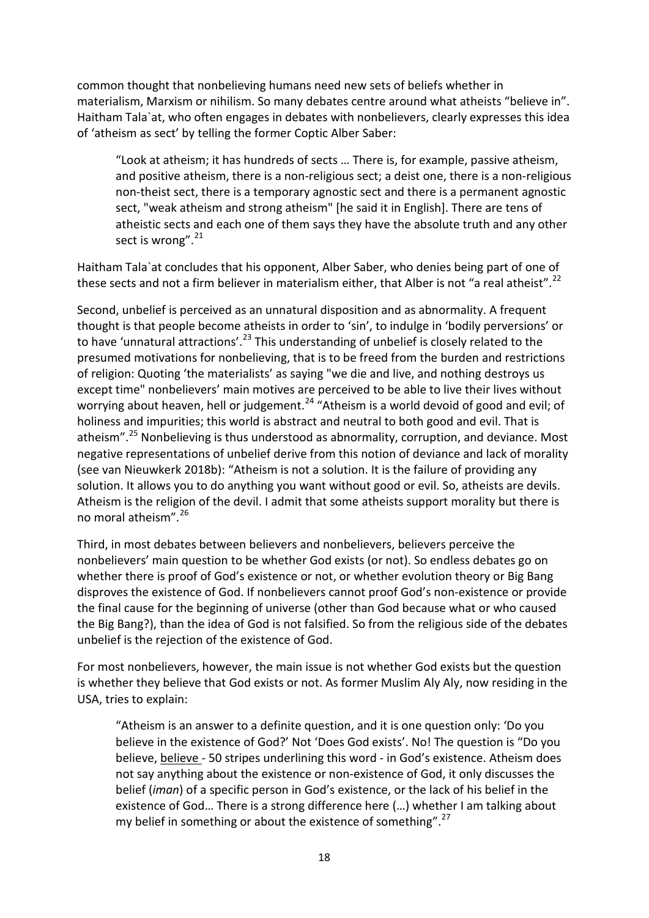common thought that nonbelieving humans need new sets of beliefs whether in materialism, Marxism or nihilism. So many debates centre around what atheists "believe in". Haitham Tala`at, who often engages in debates with nonbelievers, clearly expresses this idea of 'atheism as sect' by telling the former Coptic Alber Saber:

> "Look at atheism; it has hundreds of sects … There is, for example, passive atheism, and positive atheism, there is a non-religious sect; a deist one, there is a non-religious non-theist sect, there is a temporary agnostic sect and there is a permanent agnostic sect, "weak atheism and strong atheism" [he said it in English]. There are tens of atheistic sects and each one of them says they have the absolute truth and any other sect is wrong".[21]

Haitham Tala`at concludes that his opponent, Alber Saber, who denies being part of one of these sects and not a firm believer in materialism either, that Alber is not "a real atheist".[22]

Second, unbelief is perceived as an unnatural disposition and as abnormality. A frequent thought is that people become atheists in order to 'sin', to indulge in 'bodily perversions' or to have 'unnatural attractions'.[23] This understanding of unbelief is closely related to the presumed motivations for nonbelieving, that is to be freed from the burden and restrictions of religion: Quoting 'the materialists' as saying "we die and live, and nothing destroys us except time" nonbelievers' main motives are perceived to be able to live their lives without worrying about heaven, hell or judgement.[24] "Atheism is a world devoid of good and evil; of holiness and impurities; this world is abstract and neutral to both good and evil. That is atheism".[25] Nonbelieving is thus understood as abnormality, corruption, and deviance. Most negative representations of unbelief derive from this notion of deviance and lack of morality (see van Nieuwkerk 2018b): "Atheism is not a solution. It is the failure of providing any solution. It allows you to do anything you want without good or evil. So, atheists are devils. Atheism is the religion of the devil. I admit that some atheists support morality but there is no moral atheism".[26]

Third, in most debates between believers and nonbelievers, believers perceive the nonbelievers' main question to be whether God exists (or not). So endless debates go on whether there is proof of God's existence or not, or whether evolution theory or Big Bang disproves the existence of God. If nonbelievers cannot proof God's non-existence or provide the final cause for the beginning of universe (other than God because what or who caused the Big Bang?), than the idea of God is not falsified. So from the religious side of the debates unbelief is the rejection of the existence of God.

For most nonbelievers, however, the main issue is not whether God exists but the question is whether they believe that God exists or not. As former Muslim Aly Aly, now residing in the USA, tries to explain:

> "Atheism is an answer to a definite question, and it is one question only: 'Do you believe in the existence of God?' Not 'Does God exists'. No! The question is "Do you believe, <u>believe</u> - 50 stripes underlining this word - in God's existence. Atheism does not say anything about the existence or non-existence of God, it only discusses the belief (*iman*) of a specific person in God's existence, or the lack of his belief in the existence of God… There is a strong difference here (…) whether I am talking about my belief in something or about the existence of something".[27]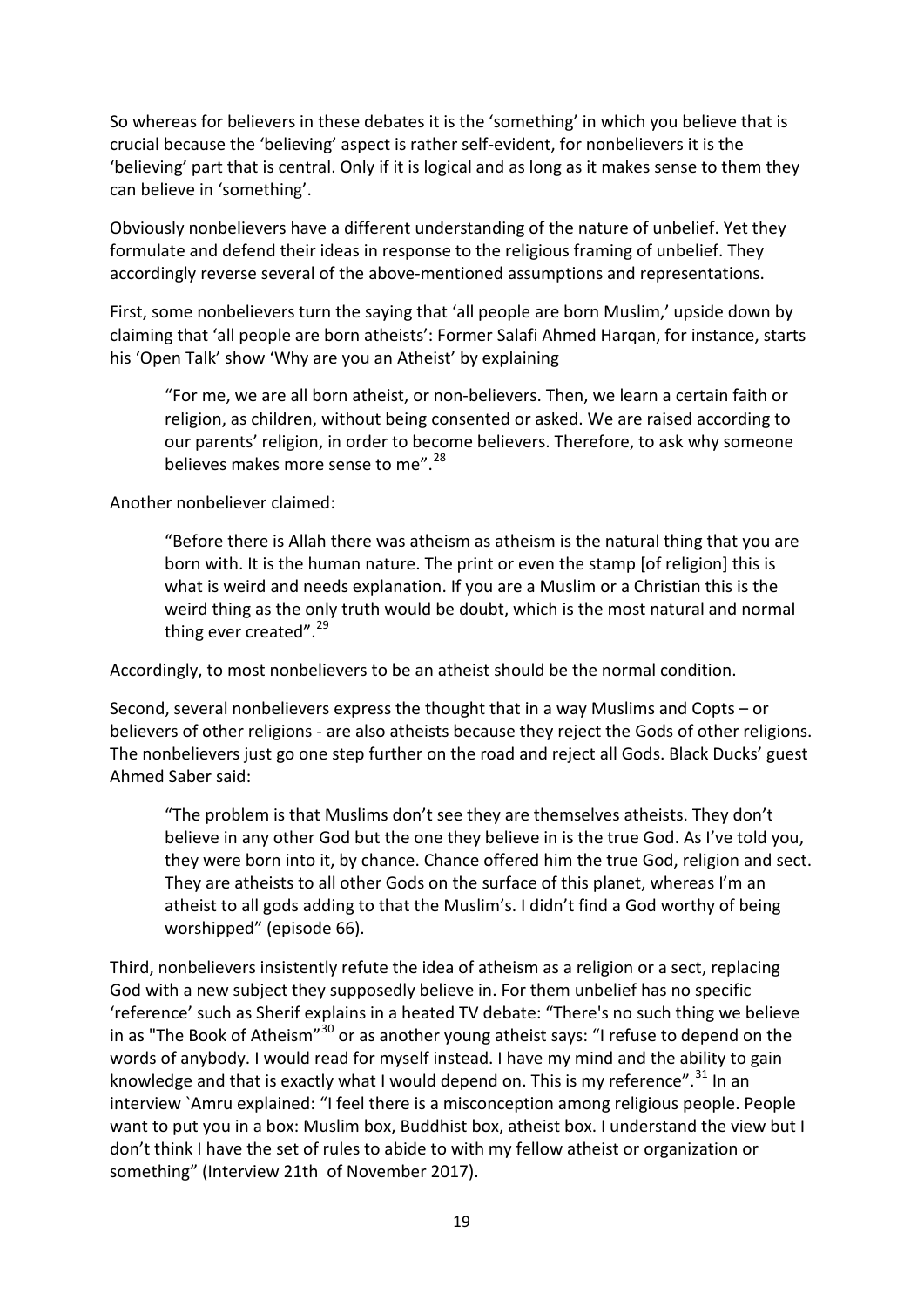So whereas for believers in these debates it is the 'something' in which you believe that is crucial because the 'believing' aspect is rather self-evident, for nonbelievers it is the 'believing' part that is central. Only if it is logical and as long as it makes sense to them they can believe in 'something'.

Obviously nonbelievers have a different understanding of the nature of unbelief. Yet they formulate and defend their ideas in response to the religious framing of unbelief. They accordingly reverse several of the above-mentioned assumptions and representations.

First, some nonbelievers turn the saying that 'all people are born Muslim,' upside down by claiming that 'all people are born atheists': Former Salafi Ahmed Harqan, for instance, starts his 'Open Talk' show 'Why are you an Atheist' by explaining

> "For me, we are all born atheist, or non-believers. Then, we learn a certain faith or religion, as children, without being consented or asked. We are raised according to our parents' religion, in order to become believers. Therefore, to ask why someone believes makes more sense to me".[28]

Another nonbeliever claimed:

> "Before there is Allah there was atheism as atheism is the natural thing that you are born with. It is the human nature. The print or even the stamp [of religion] this is what is weird and needs explanation. If you are a Muslim or a Christian this is the weird thing as the only truth would be doubt, which is the most natural and normal thing ever created".[29]

Accordingly, to most nonbelievers to be an atheist should be the normal condition.

Second, several nonbelievers express the thought that in a way Muslims and Copts – or believers of other religions - are also atheists because they reject the Gods of other religions. The nonbelievers just go one step further on the road and reject all Gods. Black Ducks' guest Ahmed Saber said:

> "The problem is that Muslims don't see they are themselves atheists. They don't believe in any other God but the one they believe in is the true God. As I've told you, they were born into it, by chance. Chance offered him the true God, religion and sect. They are atheists to all other Gods on the surface of this planet, whereas I'm an atheist to all gods adding to that the Muslim's. I didn't find a God worthy of being worshipped" (episode 66).

Third, nonbelievers insistently refute the idea of atheism as a religion or a sect, replacing God with a new subject they supposedly believe in. For them unbelief has no specific 'reference' such as Sherif explains in a heated TV debate: "There's no such thing we believe in as "The Book of Atheism"[30] or as another young atheist says: "I refuse to depend on the words of anybody. I would read for myself instead. I have my mind and the ability to gain knowledge and that is exactly what I would depend on. This is my reference".[31] In an interview `Amru explained: "I feel there is a misconception among religious people. People want to put you in a box: Muslim box, Buddhist box, atheist box. I understand the view but I don't think I have the set of rules to abide to with my fellow atheist or organization or something" (Interview 21th of November 2017).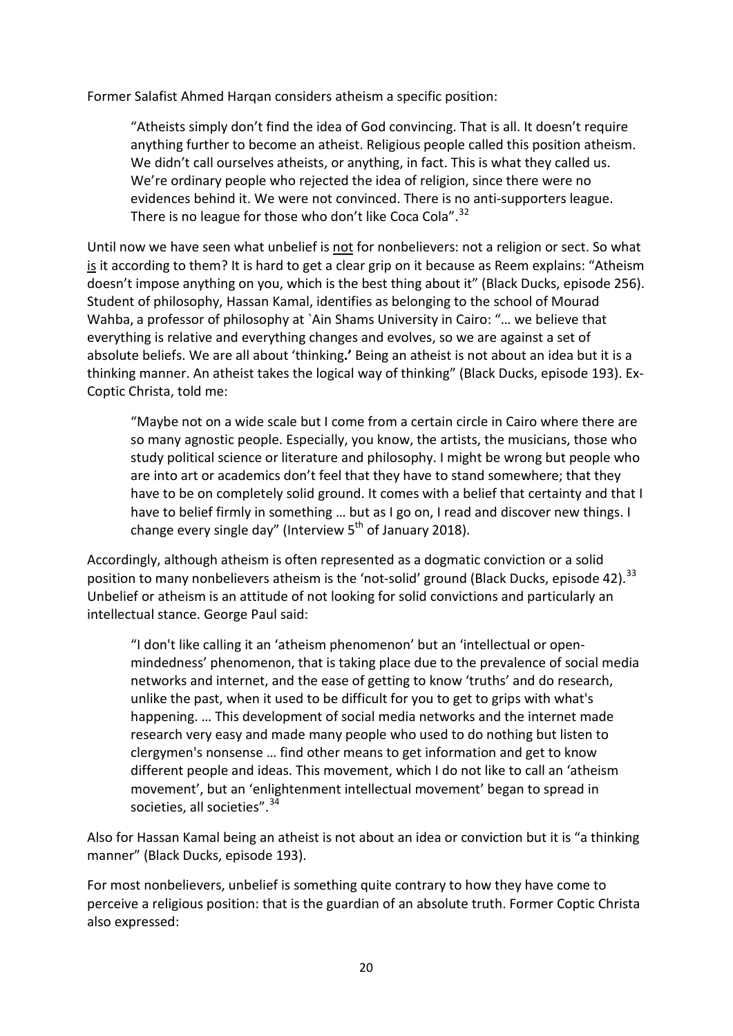Former Salafist Ahmed Harqan considers atheism a specific position:

> "Atheists simply don't find the idea of God convincing. That is all. It doesn't require anything further to become an atheist. Religious people called this position atheism. We didn't call ourselves atheists, or anything, in fact. This is what they called us. We're ordinary people who rejected the idea of religion, since there were no evidences behind it. We were not convinced. There is no anti-supporters league. There is no league for those who don't like Coca Cola".[32]

Until now we have seen what unbelief is <u>not</u> for nonbelievers: not a religion or sect. So what <u>is</u> it according to them? It is hard to get a clear grip on it because as Reem explains: "Atheism doesn't impose anything on you, which is the best thing about it" (Black Ducks, episode 256). Student of philosophy, Hassan Kamal, identifies as belonging to the school of Mourad Wahba, a professor of philosophy at `Ain Shams University in Cairo: "… we believe that everything is relative and everything changes and evolves, so we are against a set of absolute beliefs. We are all about 'thinking**.'** Being an atheist is not about an idea but it is a thinking manner. An atheist takes the logical way of thinking" (Black Ducks, episode 193). Ex-Coptic Christa, told me:

> "Maybe not on a wide scale but I come from a certain circle in Cairo where there are so many agnostic people. Especially, you know, the artists, the musicians, those who study political science or literature and philosophy. I might be wrong but people who are into art or academics don't feel that they have to stand somewhere; that they have to be on completely solid ground. It comes with a belief that certainty and that I have to belief firmly in something … but as I go on, I read and discover new things. I change every single day" (Interview 5th of January 2018).

Accordingly, although atheism is often represented as a dogmatic conviction or a solid position to many nonbelievers atheism is the 'not-solid' ground (Black Ducks, episode 42).[33] Unbelief or atheism is an attitude of not looking for solid convictions and particularly an intellectual stance. George Paul said:

> "I don't like calling it an 'atheism phenomenon' but an 'intellectual or open-mindedness' phenomenon, that is taking place due to the prevalence of social media networks and internet, and the ease of getting to know 'truths' and do research, unlike the past, when it used to be difficult for you to get to grips with what's happening. … This development of social media networks and the internet made research very easy and made many people who used to do nothing but listen to clergymen's nonsense … find other means to get information and get to know different people and ideas. This movement, which I do not like to call an 'atheism movement', but an 'enlightenment intellectual movement' began to spread in societies, all societies".[34]

Also for Hassan Kamal being an atheist is not about an idea or conviction but it is "a thinking manner" (Black Ducks, episode 193).

For most nonbelievers, unbelief is something quite contrary to how they have come to perceive a religious position: that is the guardian of an absolute truth. Former Coptic Christa also expressed: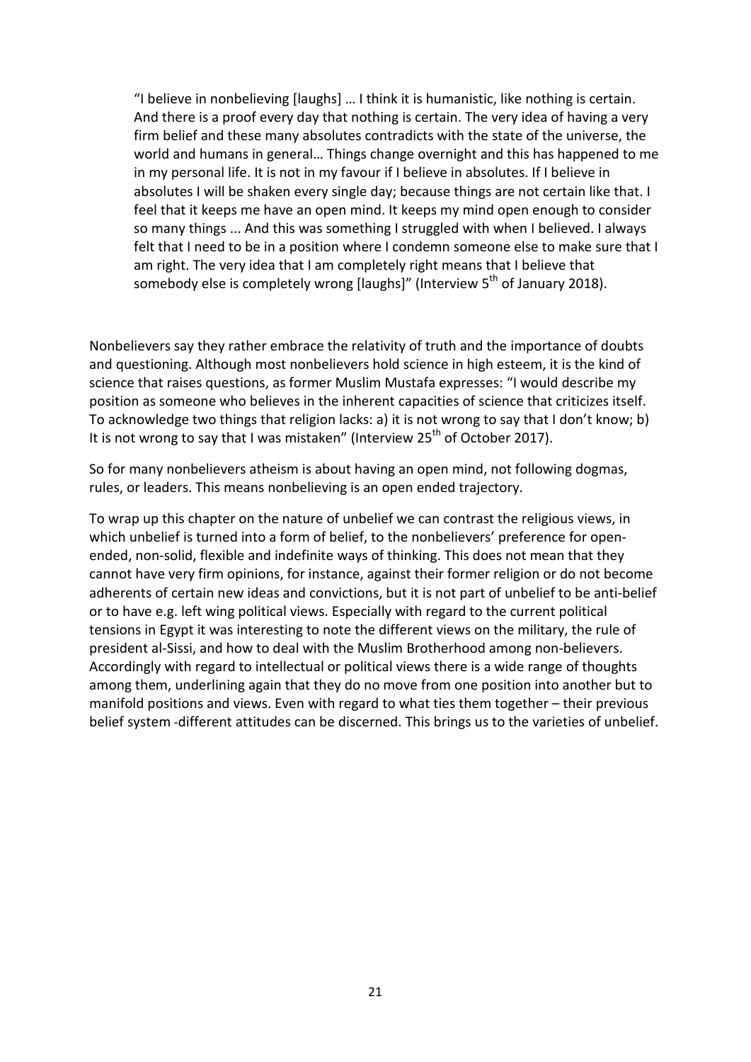> "I believe in nonbelieving [laughs] … I think it is humanistic, like nothing is certain. And there is a proof every day that nothing is certain. The very idea of having a very firm belief and these many absolutes contradicts with the state of the universe, the world and humans in general… Things change overnight and this has happened to me in my personal life. It is not in my favour if I believe in absolutes. If I believe in absolutes I will be shaken every single day; because things are not certain like that. I feel that it keeps me have an open mind. It keeps my mind open enough to consider so many things ... And this was something I struggled with when I believed. I always felt that I need to be in a position where I condemn someone else to make sure that I am right. The very idea that I am completely right means that I believe that somebody else is completely wrong [laughs]" (Interview 5th of January 2018).

Nonbelievers say they rather embrace the relativity of truth and the importance of doubts and questioning. Although most nonbelievers hold science in high esteem, it is the kind of science that raises questions, as former Muslim Mustafa expresses: "I would describe my position as someone who believes in the inherent capacities of science that criticizes itself. To acknowledge two things that religion lacks: a) it is not wrong to say that I don't know; b) It is not wrong to say that I was mistaken" (Interview 25th of October 2017).

So for many nonbelievers atheism is about having an open mind, not following dogmas, rules, or leaders. This means nonbelieving is an open ended trajectory.

To wrap up this chapter on the nature of unbelief we can contrast the religious views, in which unbelief is turned into a form of belief, to the nonbelievers' preference for open-ended, non-solid, flexible and indefinite ways of thinking. This does not mean that they cannot have very firm opinions, for instance, against their former religion or do not become adherents of certain new ideas and convictions, but it is not part of unbelief to be anti-belief or to have e.g. left wing political views. Especially with regard to the current political tensions in Egypt it was interesting to note the different views on the military, the rule of president al-Sissi, and how to deal with the Muslim Brotherhood among non-believers. Accordingly with regard to intellectual or political views there is a wide range of thoughts among them, underlining again that they do no move from one position into another but to manifold positions and views. Even with regard to what ties them together – their previous belief system -different attitudes can be discerned. This brings us to the varieties of unbelief.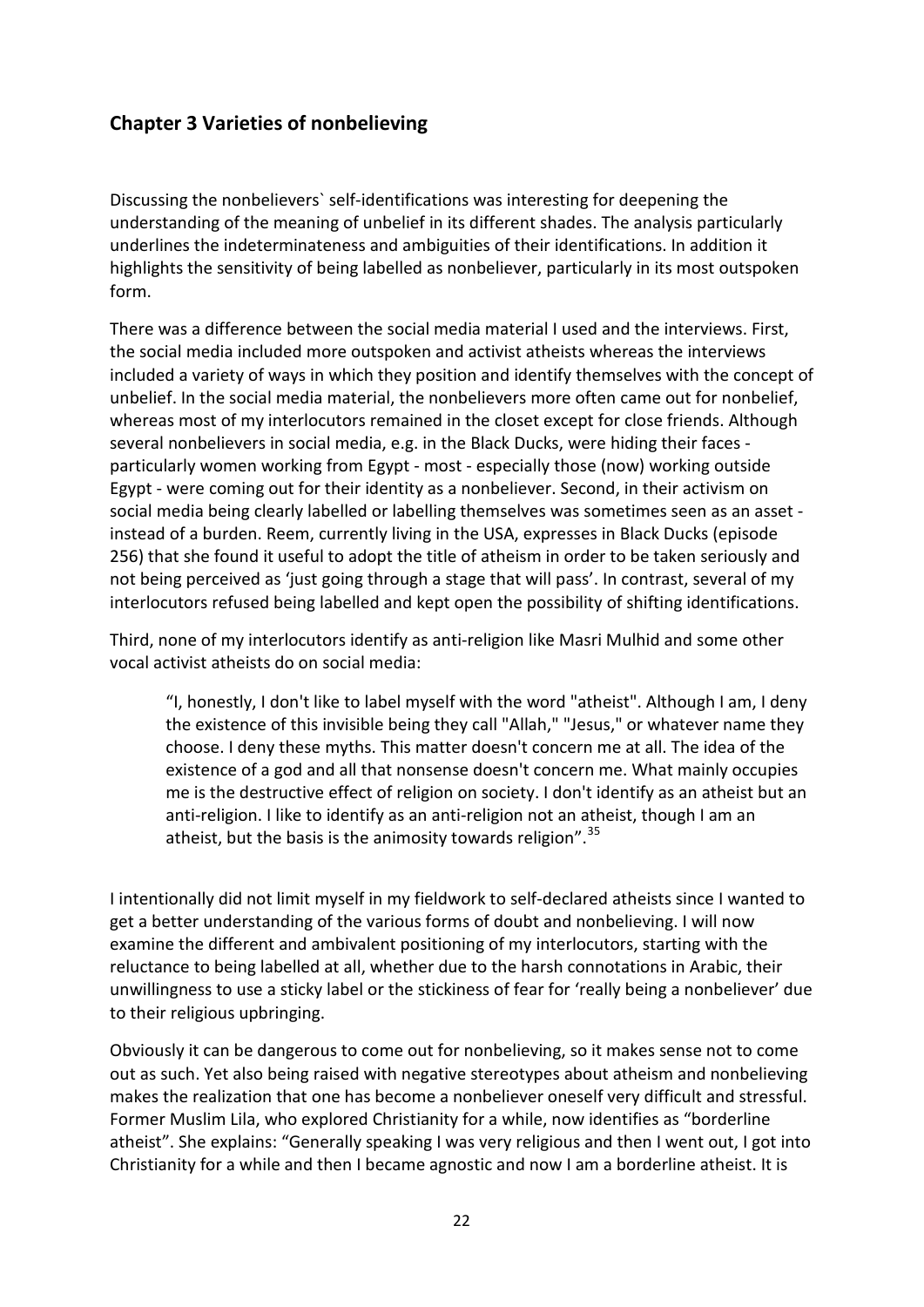## Chapter 3 Varieties of nonbelieving

Discussing the nonbelievers` self-identifications was interesting for deepening the understanding of the meaning of unbelief in its different shades. The analysis particularly underlines the indeterminateness and ambiguities of their identifications. In addition it highlights the sensitivity of being labelled as nonbeliever, particularly in its most outspoken form.

There was a difference between the social media material I used and the interviews. First, the social media included more outspoken and activist atheists whereas the interviews included a variety of ways in which they position and identify themselves with the concept of unbelief. In the social media material, the nonbelievers more often came out for nonbelief, whereas most of my interlocutors remained in the closet except for close friends. Although several nonbelievers in social media, e.g. in the Black Ducks, were hiding their faces - particularly women working from Egypt - most - especially those (now) working outside Egypt - were coming out for their identity as a nonbeliever. Second, in their activism on social media being clearly labelled or labelling themselves was sometimes seen as an asset - instead of a burden. Reem, currently living in the USA, expresses in Black Ducks (episode 256) that she found it useful to adopt the title of atheism in order to be taken seriously and not being perceived as 'just going through a stage that will pass'. In contrast, several of my interlocutors refused being labelled and kept open the possibility of shifting identifications.

Third, none of my interlocutors identify as anti-religion like Masri Mulhid and some other vocal activist atheists do on social media:

> "I, honestly, I don't like to label myself with the word "atheist". Although I am, I deny the existence of this invisible being they call "Allah," "Jesus," or whatever name they choose. I deny these myths. This matter doesn't concern me at all. The idea of the existence of a god and all that nonsense doesn't concern me. What mainly occupies me is the destructive effect of religion on society. I don't identify as an atheist but an anti-religion. I like to identify as an anti-religion not an atheist, though I am an atheist, but the basis is the animosity towards religion".[35]

I intentionally did not limit myself in my fieldwork to self-declared atheists since I wanted to get a better understanding of the various forms of doubt and nonbelieving. I will now examine the different and ambivalent positioning of my interlocutors, starting with the reluctance to being labelled at all, whether due to the harsh connotations in Arabic, their unwillingness to use a sticky label or the stickiness of fear for 'really being a nonbeliever' due to their religious upbringing.

Obviously it can be dangerous to come out for nonbelieving, so it makes sense not to come out as such. Yet also being raised with negative stereotypes about atheism and nonbelieving makes the realization that one has become a nonbeliever oneself very difficult and stressful. Former Muslim Lila, who explored Christianity for a while, now identifies as "borderline atheist". She explains: "Generally speaking I was very religious and then I went out, I got into Christianity for a while and then I became agnostic and now I am a borderline atheist. It is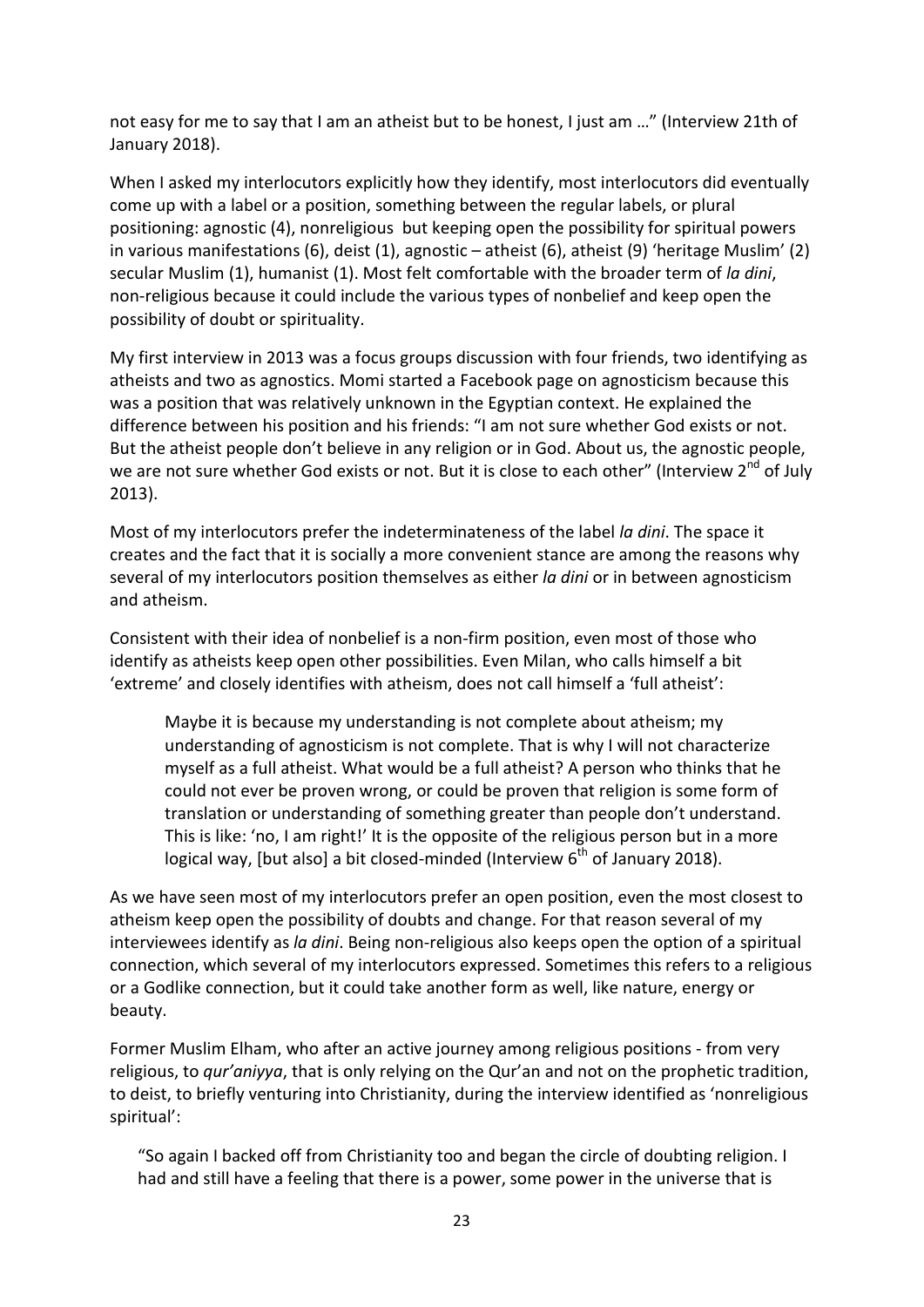not easy for me to say that I am an atheist but to be honest, I just am …" (Interview 21th of January 2018).

When I asked my interlocutors explicitly how they identify, most interlocutors did eventually come up with a label or a position, something between the regular labels, or plural positioning: agnostic (4), nonreligious but keeping open the possibility for spiritual powers in various manifestations (6), deist (1), agnostic – atheist (6), atheist (9) 'heritage Muslim' (2) secular Muslim (1), humanist (1). Most felt comfortable with the broader term of *la dini*, non-religious because it could include the various types of nonbelief and keep open the possibility of doubt or spirituality.

My first interview in 2013 was a focus groups discussion with four friends, two identifying as atheists and two as agnostics. Momi started a Facebook page on agnosticism because this was a position that was relatively unknown in the Egyptian context. He explained the difference between his position and his friends: "I am not sure whether God exists or not. But the atheist people don't believe in any religion or in God. About us, the agnostic people, we are not sure whether God exists or not. But it is close to each other" (Interview 2nd of July 2013).

Most of my interlocutors prefer the indeterminateness of the label *la dini*. The space it creates and the fact that it is socially a more convenient stance are among the reasons why several of my interlocutors position themselves as either *la dini* or in between agnosticism and atheism.

Consistent with their idea of nonbelief is a non-firm position, even most of those who identify as atheists keep open other possibilities. Even Milan, who calls himself a bit 'extreme' and closely identifies with atheism, does not call himself a 'full atheist':

> Maybe it is because my understanding is not complete about atheism; my understanding of agnosticism is not complete. That is why I will not characterize myself as a full atheist. What would be a full atheist? A person who thinks that he could not ever be proven wrong, or could be proven that religion is some form of translation or understanding of something greater than people don't understand. This is like: 'no, I am right!' It is the opposite of the religious person but in a more logical way, [but also] a bit closed-minded (Interview 6th of January 2018).

As we have seen most of my interlocutors prefer an open position, even the most closest to atheism keep open the possibility of doubts and change. For that reason several of my interviewees identify as *la dini*. Being non-religious also keeps open the option of a spiritual connection, which several of my interlocutors expressed. Sometimes this refers to a religious or a Godlike connection, but it could take another form as well, like nature, energy or beauty.

Former Muslim Elham, who after an active journey among religious positions - from very religious, to *qur'aniyya*, that is only relying on the Qur'an and not on the prophetic tradition, to deist, to briefly venturing into Christianity, during the interview identified as 'nonreligious spiritual':

> "So again I backed off from Christianity too and began the circle of doubting religion. I had and still have a feeling that there is a power, some power in the universe that is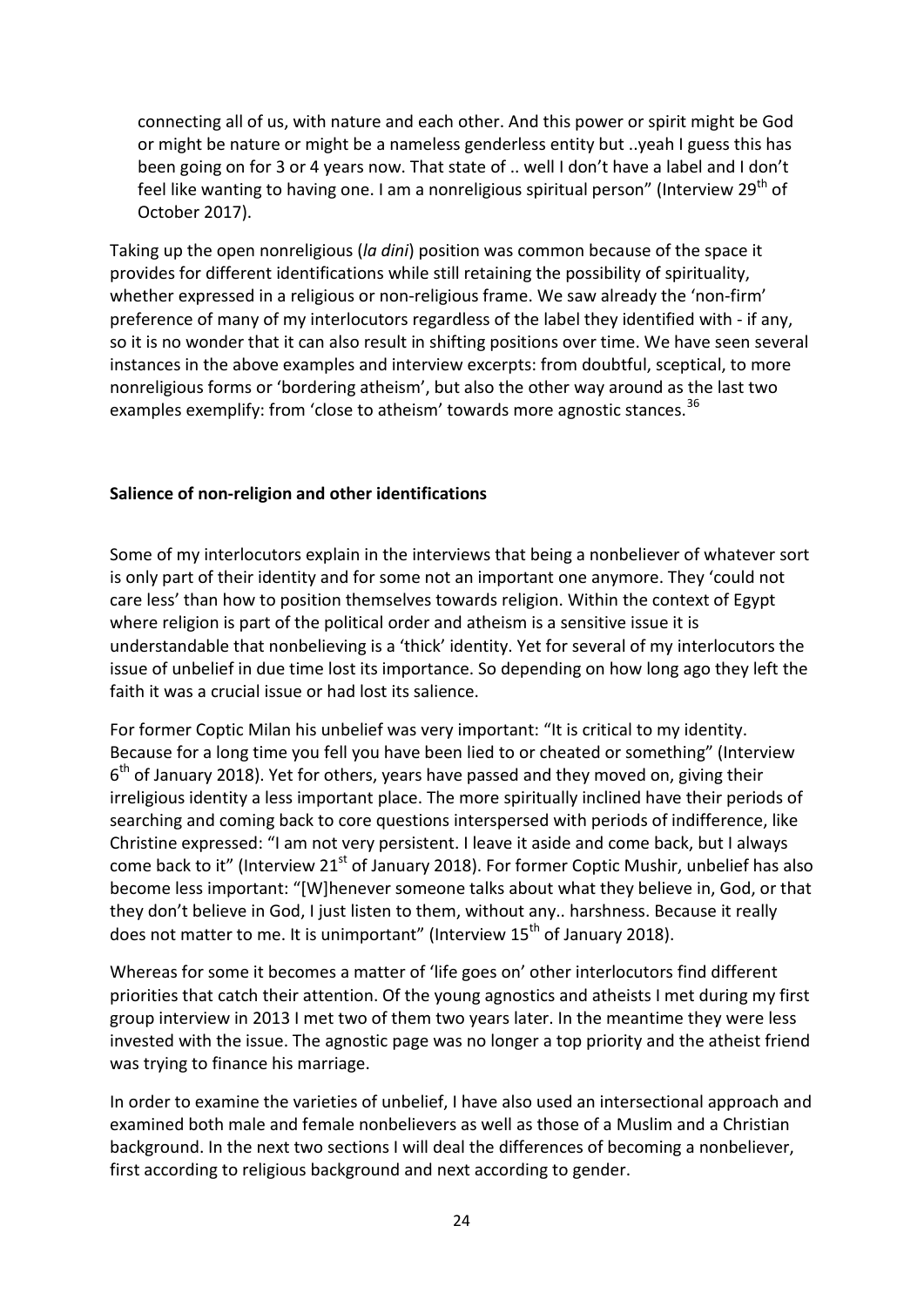connecting all of us, with nature and each other. And this power or spirit might be God or might be nature or might be a nameless genderless entity but ..yeah I guess this has been going on for 3 or 4 years now. That state of .. well I don't have a label and I don't feel like wanting to having one. I am a nonreligious spiritual person" (Interview 29th of October 2017).

Taking up the open nonreligious (*la dini*) position was common because of the space it provides for different identifications while still retaining the possibility of spirituality, whether expressed in a religious or non-religious frame. We saw already the 'non-firm' preference of many of my interlocutors regardless of the label they identified with - if any, so it is no wonder that it can also result in shifting positions over time. We have seen several instances in the above examples and interview excerpts: from doubtful, sceptical, to more nonreligious forms or 'bordering atheism', but also the other way around as the last two examples exemplify: from 'close to atheism' towards more agnostic stances.[36]

**Salience of non-religion and other identifications**

Some of my interlocutors explain in the interviews that being a nonbeliever of whatever sort is only part of their identity and for some not an important one anymore. They 'could not care less' than how to position themselves towards religion. Within the context of Egypt where religion is part of the political order and atheism is a sensitive issue it is understandable that nonbelieving is a 'thick' identity. Yet for several of my interlocutors the issue of unbelief in due time lost its importance. So depending on how long ago they left the faith it was a crucial issue or had lost its salience.

For former Coptic Milan his unbelief was very important: "It is critical to my identity. Because for a long time you fell you have been lied to or cheated or something" (Interview 6th of January 2018). Yet for others, years have passed and they moved on, giving their irreligious identity a less important place. The more spiritually inclined have their periods of searching and coming back to core questions interspersed with periods of indifference, like Christine expressed: "I am not very persistent. I leave it aside and come back, but I always come back to it" (Interview 21st of January 2018). For former Coptic Mushir, unbelief has also become less important: "[W]henever someone talks about what they believe in, God, or that they don't believe in God, I just listen to them, without any.. harshness. Because it really does not matter to me. It is unimportant" (Interview 15th of January 2018).

Whereas for some it becomes a matter of 'life goes on' other interlocutors find different priorities that catch their attention. Of the young agnostics and atheists I met during my first group interview in 2013 I met two of them two years later. In the meantime they were less invested with the issue. The agnostic page was no longer a top priority and the atheist friend was trying to finance his marriage.

In order to examine the varieties of unbelief, I have also used an intersectional approach and examined both male and female nonbelievers as well as those of a Muslim and a Christian background. In the next two sections I will deal the differences of becoming a nonbeliever, first according to religious background and next according to gender.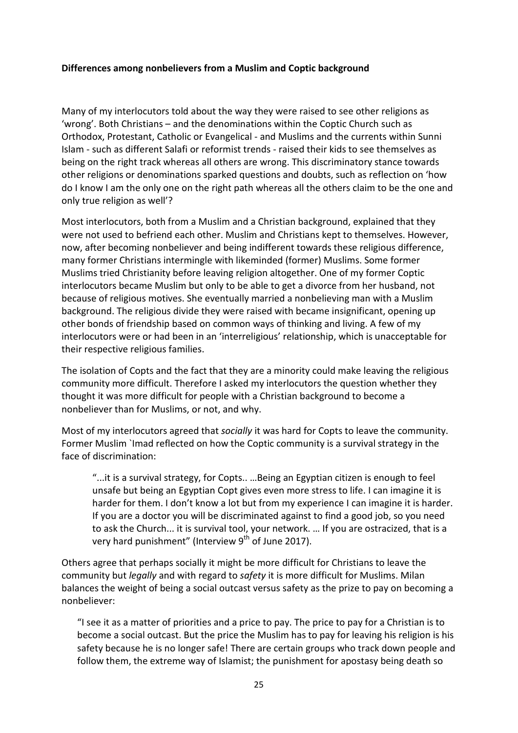**Differences among nonbelievers from a Muslim and Coptic background**

Many of my interlocutors told about the way they were raised to see other religions as 'wrong'. Both Christians – and the denominations within the Coptic Church such as Orthodox, Protestant, Catholic or Evangelical - and Muslims and the currents within Sunni Islam - such as different Salafi or reformist trends - raised their kids to see themselves as being on the right track whereas all others are wrong. This discriminatory stance towards other religions or denominations sparked questions and doubts, such as reflection on 'how do I know I am the only one on the right path whereas all the others claim to be the one and only true religion as well'?

Most interlocutors, both from a Muslim and a Christian background, explained that they were not used to befriend each other. Muslim and Christians kept to themselves. However, now, after becoming nonbeliever and being indifferent towards these religious difference, many former Christians intermingle with likeminded (former) Muslims. Some former Muslims tried Christianity before leaving religion altogether. One of my former Coptic interlocutors became Muslim but only to be able to get a divorce from her husband, not because of religious motives. She eventually married a nonbelieving man with a Muslim background. The religious divide they were raised with became insignificant, opening up other bonds of friendship based on common ways of thinking and living. A few of my interlocutors were or had been in an 'interreligious' relationship, which is unacceptable for their respective religious families.

The isolation of Copts and the fact that they are a minority could make leaving the religious community more difficult. Therefore I asked my interlocutors the question whether they thought it was more difficult for people with a Christian background to become a nonbeliever than for Muslims, or not, and why.

Most of my interlocutors agreed that *socially* it was hard for Copts to leave the community. Former Muslim `Imad reflected on how the Coptic community is a survival strategy in the face of discrimination:

> "...it is a survival strategy, for Copts.. …Being an Egyptian citizen is enough to feel unsafe but being an Egyptian Copt gives even more stress to life. I can imagine it is harder for them. I don't know a lot but from my experience I can imagine it is harder. If you are a doctor you will be discriminated against to find a good job, so you need to ask the Church... it is survival tool, your network. … If you are ostracized, that is a very hard punishment" (Interview 9th of June 2017).

Others agree that perhaps socially it might be more difficult for Christians to leave the community but *legally* and with regard to *safety* it is more difficult for Muslims. Milan balances the weight of being a social outcast versus safety as the prize to pay on becoming a nonbeliever:

> "I see it as a matter of priorities and a price to pay. The price to pay for a Christian is to become a social outcast. But the price the Muslim has to pay for leaving his religion is his safety because he is no longer safe! There are certain groups who track down people and follow them, the extreme way of Islamist; the punishment for apostasy being death so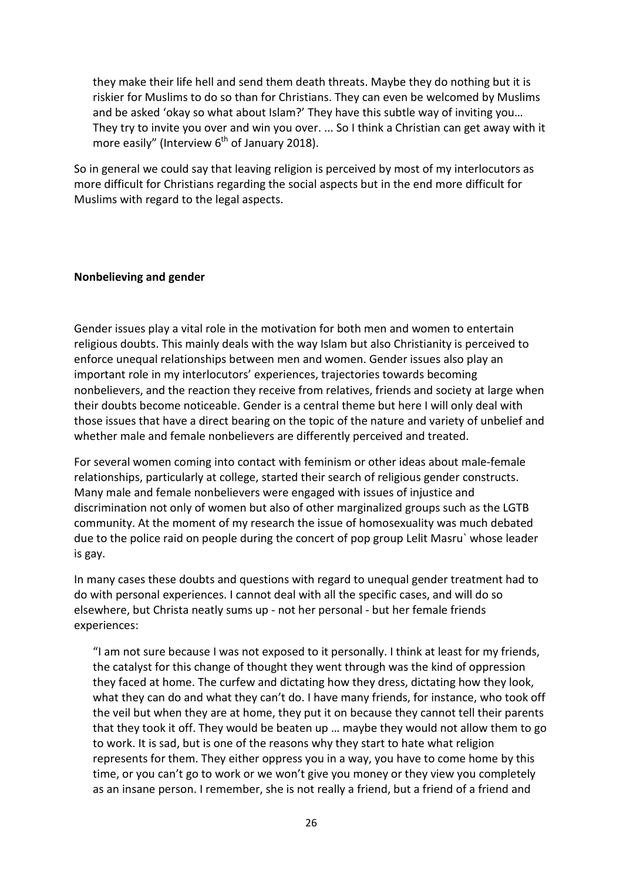they make their life hell and send them death threats. Maybe they do nothing but it is riskier for Muslims to do so than for Christians. They can even be welcomed by Muslims and be asked 'okay so what about Islam?' They have this subtle way of inviting you… They try to invite you over and win you over. ... So I think a Christian can get away with it more easily" (Interview 6th of January 2018).

So in general we could say that leaving religion is perceived by most of my interlocutors as more difficult for Christians regarding the social aspects but in the end more difficult for Muslims with regard to the legal aspects.

**Nonbelieving and gender**

Gender issues play a vital role in the motivation for both men and women to entertain religious doubts. This mainly deals with the way Islam but also Christianity is perceived to enforce unequal relationships between men and women. Gender issues also play an important role in my interlocutors' experiences, trajectories towards becoming nonbelievers, and the reaction they receive from relatives, friends and society at large when their doubts become noticeable. Gender is a central theme but here I will only deal with those issues that have a direct bearing on the topic of the nature and variety of unbelief and whether male and female nonbelievers are differently perceived and treated.

For several women coming into contact with feminism or other ideas about male-female relationships, particularly at college, started their search of religious gender constructs. Many male and female nonbelievers were engaged with issues of injustice and discrimination not only of women but also of other marginalized groups such as the LGTB community. At the moment of my research the issue of homosexuality was much debated due to the police raid on people during the concert of pop group Lelit Masru` whose leader is gay.

In many cases these doubts and questions with regard to unequal gender treatment had to do with personal experiences. I cannot deal with all the specific cases, and will do so elsewhere, but Christa neatly sums up - not her personal - but her female friends experiences:

"I am not sure because I was not exposed to it personally. I think at least for my friends, the catalyst for this change of thought they went through was the kind of oppression they faced at home. The curfew and dictating how they dress, dictating how they look, what they can do and what they can't do. I have many friends, for instance, who took off the veil but when they are at home, they put it on because they cannot tell their parents that they took it off. They would be beaten up … maybe they would not allow them to go to work. It is sad, but is one of the reasons why they start to hate what religion represents for them. They either oppress you in a way, you have to come home by this time, or you can't go to work or we won't give you money or they view you completely as an insane person. I remember, she is not really a friend, but a friend of a friend and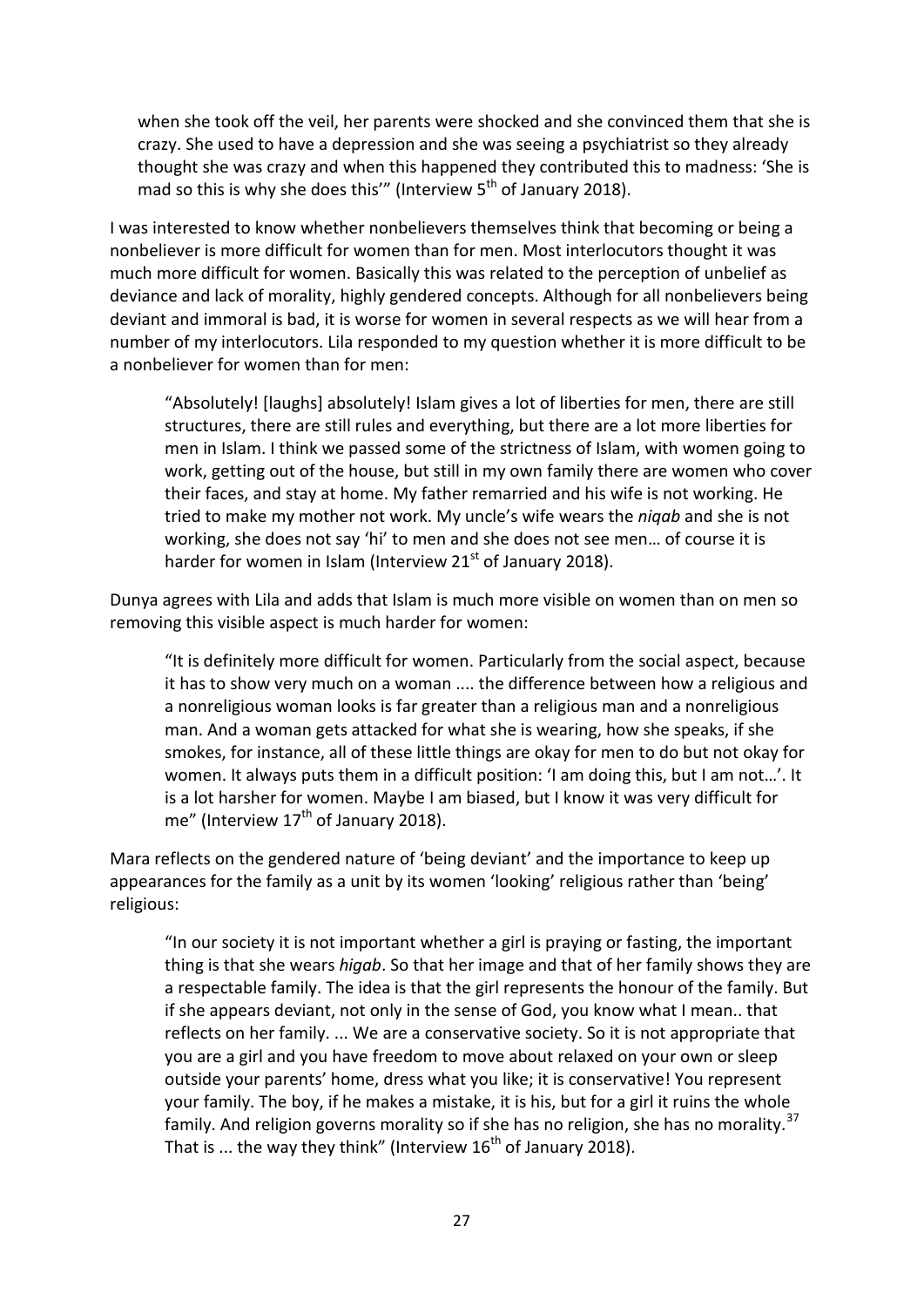when she took off the veil, her parents were shocked and she convinced them that she is crazy. She used to have a depression and she was seeing a psychiatrist so they already thought she was crazy and when this happened they contributed this to madness: 'She is mad so this is why she does this'" (Interview 5th of January 2018).

I was interested to know whether nonbelievers themselves think that becoming or being a nonbeliever is more difficult for women than for men. Most interlocutors thought it was much more difficult for women. Basically this was related to the perception of unbelief as deviance and lack of morality, highly gendered concepts. Although for all nonbelievers being deviant and immoral is bad, it is worse for women in several respects as we will hear from a number of my interlocutors. Lila responded to my question whether it is more difficult to be a nonbeliever for women than for men:

> "Absolutely! [laughs] absolutely! Islam gives a lot of liberties for men, there are still structures, there are still rules and everything, but there are a lot more liberties for men in Islam. I think we passed some of the strictness of Islam, with women going to work, getting out of the house, but still in my own family there are women who cover their faces, and stay at home. My father remarried and his wife is not working. He tried to make my mother not work. My uncle's wife wears the *niqab* and she is not working, she does not say 'hi' to men and she does not see men… of course it is harder for women in Islam (Interview 21st of January 2018).

Dunya agrees with Lila and adds that Islam is much more visible on women than on men so removing this visible aspect is much harder for women:

> "It is definitely more difficult for women. Particularly from the social aspect, because it has to show very much on a woman .... the difference between how a religious and a nonreligious woman looks is far greater than a religious man and a nonreligious man. And a woman gets attacked for what she is wearing, how she speaks, if she smokes, for instance, all of these little things are okay for men to do but not okay for women. It always puts them in a difficult position: 'I am doing this, but I am not…'. It is a lot harsher for women. Maybe I am biased, but I know it was very difficult for me" (Interview 17th of January 2018).

Mara reflects on the gendered nature of 'being deviant' and the importance to keep up appearances for the family as a unit by its women 'looking' religious rather than 'being' religious:

> "In our society it is not important whether a girl is praying or fasting, the important thing is that she wears *higab*. So that her image and that of her family shows they are a respectable family. The idea is that the girl represents the honour of the family. But if she appears deviant, not only in the sense of God, you know what I mean.. that reflects on her family. ... We are a conservative society. So it is not appropriate that you are a girl and you have freedom to move about relaxed on your own or sleep outside your parents' home, dress what you like; it is conservative! You represent your family. The boy, if he makes a mistake, it is his, but for a girl it ruins the whole family. And religion governs morality so if she has no religion, she has no morality.[37] That is ... the way they think" (Interview 16th of January 2018).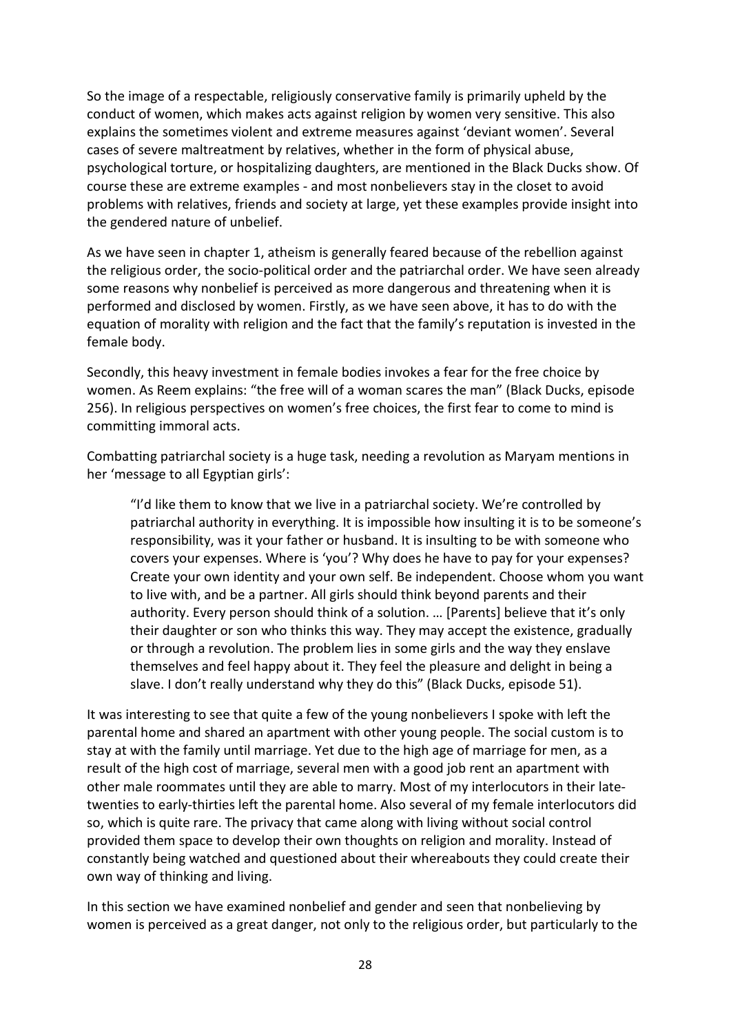So the image of a respectable, religiously conservative family is primarily upheld by the conduct of women, which makes acts against religion by women very sensitive. This also explains the sometimes violent and extreme measures against 'deviant women'. Several cases of severe maltreatment by relatives, whether in the form of physical abuse, psychological torture, or hospitalizing daughters, are mentioned in the Black Ducks show. Of course these are extreme examples - and most nonbelievers stay in the closet to avoid problems with relatives, friends and society at large, yet these examples provide insight into the gendered nature of unbelief.

As we have seen in chapter 1, atheism is generally feared because of the rebellion against the religious order, the socio-political order and the patriarchal order. We have seen already some reasons why nonbelief is perceived as more dangerous and threatening when it is performed and disclosed by women. Firstly, as we have seen above, it has to do with the equation of morality with religion and the fact that the family's reputation is invested in the female body.

Secondly, this heavy investment in female bodies invokes a fear for the free choice by women. As Reem explains: "the free will of a woman scares the man" (Black Ducks, episode 256). In religious perspectives on women's free choices, the first fear to come to mind is committing immoral acts.

Combatting patriarchal society is a huge task, needing a revolution as Maryam mentions in her 'message to all Egyptian girls':

> "I'd like them to know that we live in a patriarchal society. We're controlled by patriarchal authority in everything. It is impossible how insulting it is to be someone's responsibility, was it your father or husband. It is insulting to be with someone who covers your expenses. Where is 'you'? Why does he have to pay for your expenses? Create your own identity and your own self. Be independent. Choose whom you want to live with, and be a partner. All girls should think beyond parents and their authority. Every person should think of a solution. … [Parents] believe that it's only their daughter or son who thinks this way. They may accept the existence, gradually or through a revolution. The problem lies in some girls and the way they enslave themselves and feel happy about it. They feel the pleasure and delight in being a slave. I don't really understand why they do this" (Black Ducks, episode 51).

It was interesting to see that quite a few of the young nonbelievers I spoke with left the parental home and shared an apartment with other young people. The social custom is to stay at with the family until marriage. Yet due to the high age of marriage for men, as a result of the high cost of marriage, several men with a good job rent an apartment with other male roommates until they are able to marry. Most of my interlocutors in their late-twenties to early-thirties left the parental home. Also several of my female interlocutors did so, which is quite rare. The privacy that came along with living without social control provided them space to develop their own thoughts on religion and morality. Instead of constantly being watched and questioned about their whereabouts they could create their own way of thinking and living.

In this section we have examined nonbelief and gender and seen that nonbelieving by women is perceived as a great danger, not only to the religious order, but particularly to the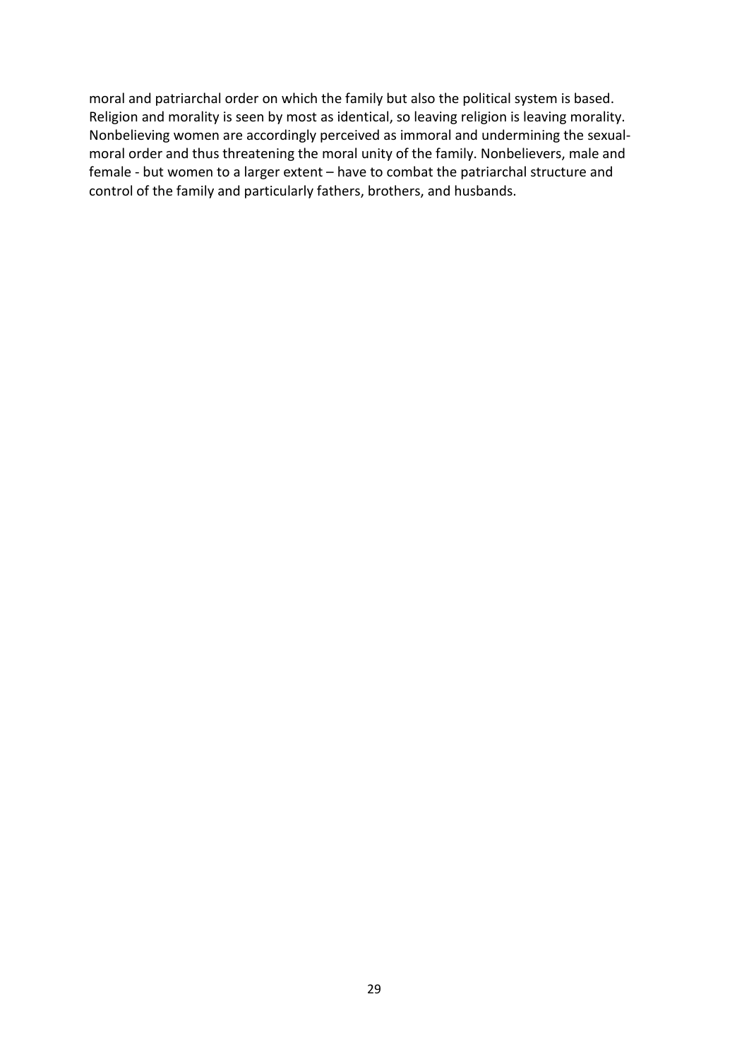moral and patriarchal order on which the family but also the political system is based. Religion and morality is seen by most as identical, so leaving religion is leaving morality. Nonbelieving women are accordingly perceived as immoral and undermining the sexual-moral order and thus threatening the moral unity of the family. Nonbelievers, male and female - but women to a larger extent – have to combat the patriarchal structure and control of the family and particularly fathers, brothers, and husbands.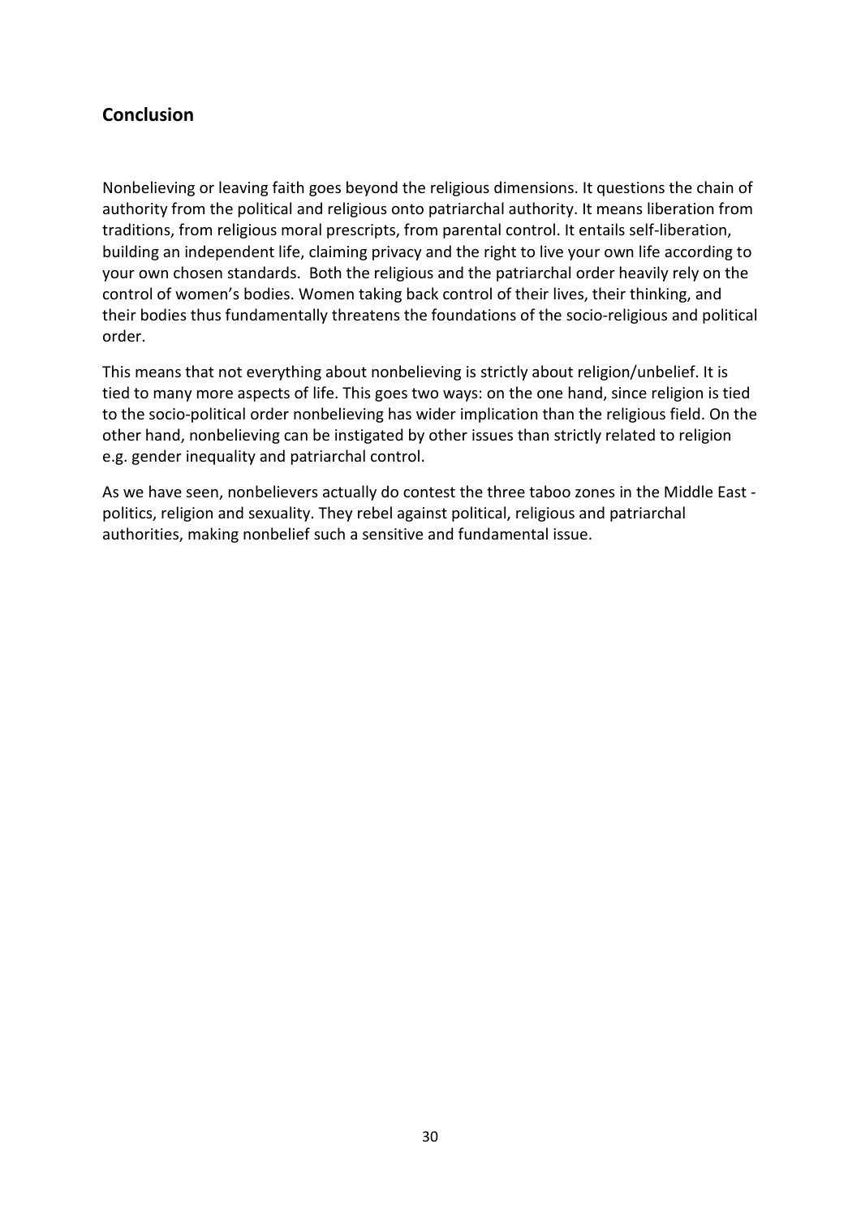## Conclusion

Nonbelieving or leaving faith goes beyond the religious dimensions. It questions the chain of authority from the political and religious onto patriarchal authority. It means liberation from traditions, from religious moral prescripts, from parental control. It entails self-liberation, building an independent life, claiming privacy and the right to live your own life according to your own chosen standards.  Both the religious and the patriarchal order heavily rely on the control of women's bodies. Women taking back control of their lives, their thinking, and their bodies thus fundamentally threatens the foundations of the socio-religious and political order.

This means that not everything about nonbelieving is strictly about religion/unbelief. It is tied to many more aspects of life. This goes two ways: on the one hand, since religion is tied to the socio-political order nonbelieving has wider implication than the religious field. On the other hand, nonbelieving can be instigated by other issues than strictly related to religion e.g. gender inequality and patriarchal control.

As we have seen, nonbelievers actually do contest the three taboo zones in the Middle East - politics, religion and sexuality. They rebel against political, religious and patriarchal authorities, making nonbelief such a sensitive and fundamental issue.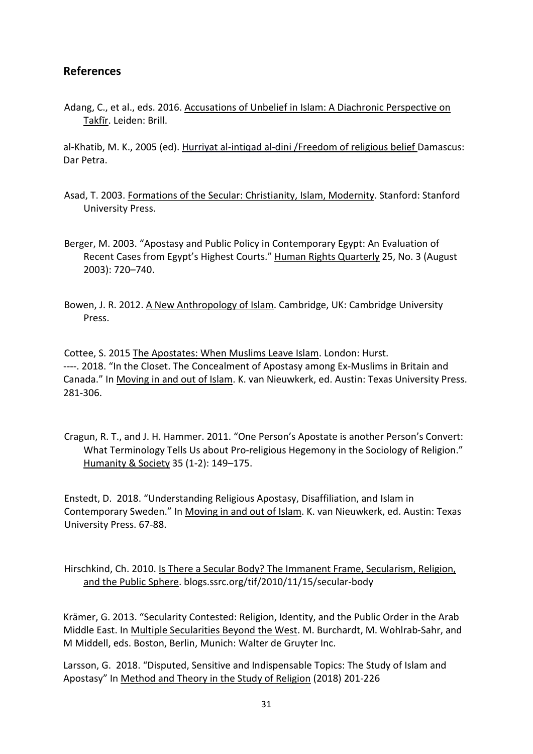## References

Adang, C., et al., eds. 2016. Accusations of Unbelief in Islam: A Diachronic Perspective on Takfīr. Leiden: Brill.

al-Khatib, M. K., 2005 (ed). Hurriyat al-intiqad al-dini /Freedom of religious belief Damascus: Dar Petra.

Asad, T. 2003. Formations of the Secular: Christianity, Islam, Modernity. Stanford: Stanford University Press.

Berger, M. 2003. "Apostasy and Public Policy in Contemporary Egypt: An Evaluation of Recent Cases from Egypt's Highest Courts." Human Rights Quarterly 25, No. 3 (August 2003): 720–740.

Bowen, J. R. 2012. A New Anthropology of Islam. Cambridge, UK: Cambridge University Press.

Cottee, S. 2015 The Apostates: When Muslims Leave Islam. London: Hurst.
----. 2018. "In the Closet. The Concealment of Apostasy among Ex-Muslims in Britain and Canada." In Moving in and out of Islam. K. van Nieuwkerk, ed. Austin: Texas University Press. 281-306.

Cragun, R. T., and J. H. Hammer. 2011. "One Person's Apostate is another Person's Convert: What Terminology Tells Us about Pro-religious Hegemony in the Sociology of Religion." Humanity & Society 35 (1-2): 149–175.

Enstedt, D. 2018. "Understanding Religious Apostasy, Disaffiliation, and Islam in Contemporary Sweden." In Moving in and out of Islam. K. van Nieuwkerk, ed. Austin: Texas University Press. 67-88.

Hirschkind, Ch. 2010. Is There a Secular Body? The Immanent Frame, Secularism, Religion, and the Public Sphere. blogs.ssrc.org/tif/2010/11/15/secular-body

Krämer, G. 2013. "Secularity Contested: Religion, Identity, and the Public Order in the Arab Middle East. In Multiple Secularities Beyond the West. M. Burchardt, M. Wohlrab-Sahr, and M Middell, eds. Boston, Berlin, Munich: Walter de Gruyter Inc.

Larsson, G. 2018. "Disputed, Sensitive and Indispensable Topics: The Study of Islam and Apostasy" In Method and Theory in the Study of Religion (2018) 201-226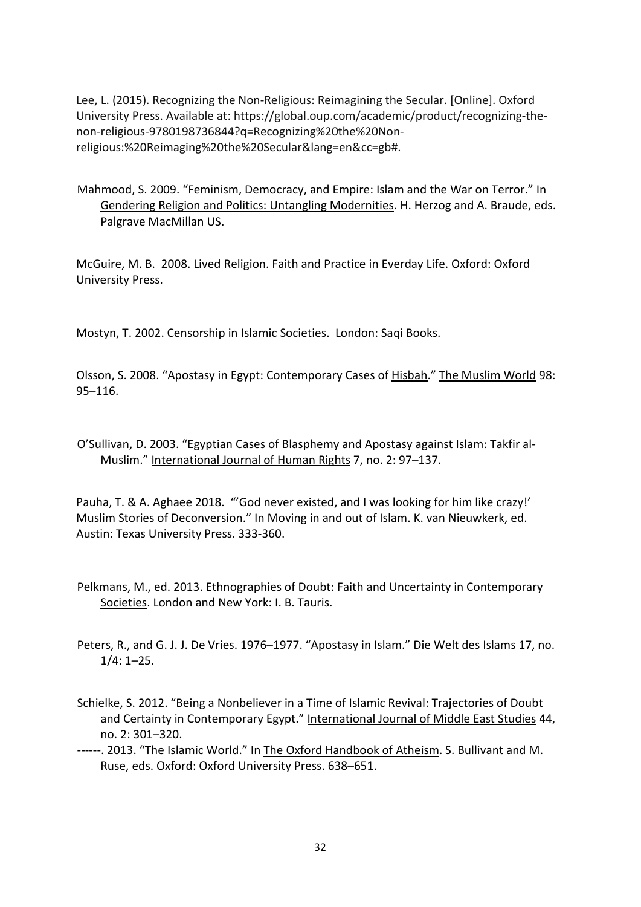Lee, L. (2015). Recognizing the Non-Religious: Reimagining the Secular. [Online]. Oxford University Press. Available at: https://global.oup.com/academic/product/recognizing-the-non-religious-9780198736844?q=Recognizing%20the%20Non-religious:%20Reimaging%20the%20Secular&lang=en&cc=gb#.

Mahmood, S. 2009. "Feminism, Democracy, and Empire: Islam and the War on Terror." In Gendering Religion and Politics: Untangling Modernities. H. Herzog and A. Braude, eds. Palgrave MacMillan US.

McGuire, M. B. 2008. Lived Religion. Faith and Practice in Everday Life. Oxford: Oxford University Press.

Mostyn, T. 2002. Censorship in Islamic Societies. London: Saqi Books.

Olsson, S. 2008. "Apostasy in Egypt: Contemporary Cases of Hisbah." The Muslim World 98: 95–116.

O'Sullivan, D. 2003. "Egyptian Cases of Blasphemy and Apostasy against Islam: Takfir al-Muslim." International Journal of Human Rights 7, no. 2: 97–137.

Pauha, T. & A. Aghaee 2018. "'God never existed, and I was looking for him like crazy!' Muslim Stories of Deconversion." In Moving in and out of Islam. K. van Nieuwkerk, ed. Austin: Texas University Press. 333-360.

Pelkmans, M., ed. 2013. Ethnographies of Doubt: Faith and Uncertainty in Contemporary Societies. London and New York: I. B. Tauris.

Peters, R., and G. J. J. De Vries. 1976–1977. "Apostasy in Islam." Die Welt des Islams 17, no. 1/4: 1–25.

Schielke, S. 2012. "Being a Nonbeliever in a Time of Islamic Revival: Trajectories of Doubt and Certainty in Contemporary Egypt." International Journal of Middle East Studies 44, no. 2: 301–320.

------. 2013. "The Islamic World." In The Oxford Handbook of Atheism. S. Bullivant and M. Ruse, eds. Oxford: Oxford University Press. 638–651.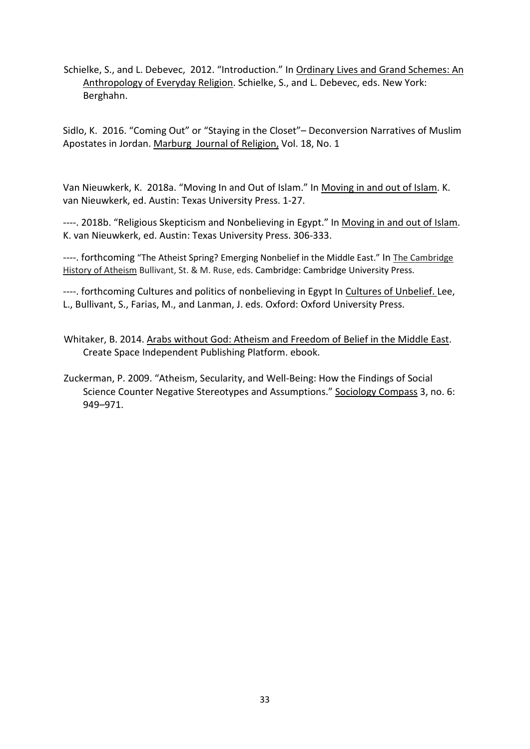Schielke, S., and L. Debevec, 2012. "Introduction." In Ordinary Lives and Grand Schemes: An Anthropology of Everyday Religion. Schielke, S., and L. Debevec, eds. New York: Berghahn.

Sidlo, K. 2016. "Coming Out" or "Staying in the Closet"– Deconversion Narratives of Muslim Apostates in Jordan. Marburg Journal of Religion, Vol. 18, No. 1

Van Nieuwkerk, K. 2018a. "Moving In and Out of Islam." In Moving in and out of Islam. K. van Nieuwkerk, ed. Austin: Texas University Press. 1-27.

----. 2018b. "Religious Skepticism and Nonbelieving in Egypt." In Moving in and out of Islam. K. van Nieuwkerk, ed. Austin: Texas University Press. 306-333.

----. forthcoming "The Atheist Spring? Emerging Nonbelief in the Middle East." In The Cambridge History of Atheism Bullivant, St. & M. Ruse, eds. Cambridge: Cambridge University Press.

----. forthcoming Cultures and politics of nonbelieving in Egypt In Cultures of Unbelief. Lee, L., Bullivant, S., Farias, M., and Lanman, J. eds. Oxford: Oxford University Press.

Whitaker, B. 2014. Arabs without God: Atheism and Freedom of Belief in the Middle East. Create Space Independent Publishing Platform. ebook.

Zuckerman, P. 2009. "Atheism, Secularity, and Well-Being: How the Findings of Social Science Counter Negative Stereotypes and Assumptions." Sociology Compass 3, no. 6: 949–971.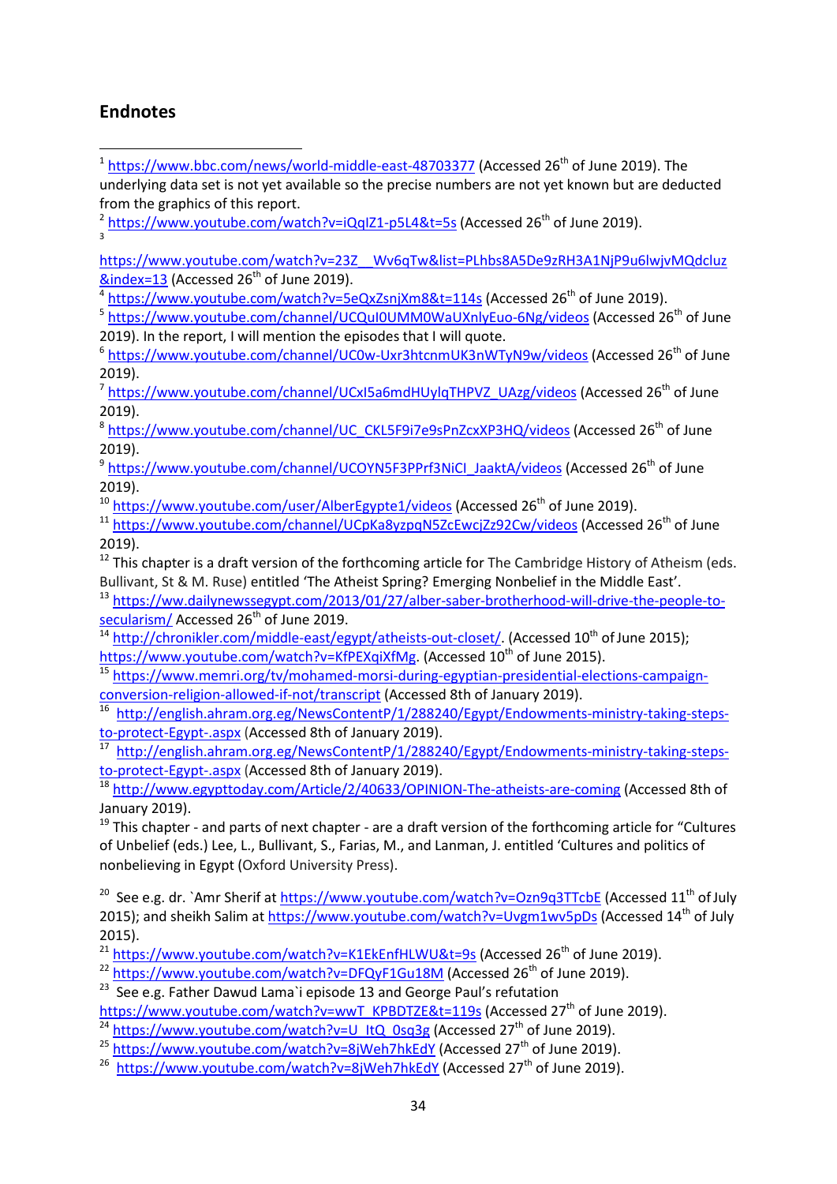## Endnotes

[1] https://www.bbc.com/news/world-middle-east-48703377 (Accessed 26th of June 2019). The underlying data set is not yet available so the precise numbers are not yet known but are deducted from the graphics of this report.

[2] https://www.youtube.com/watch?v=iQqIZ1-p5L4&t=5s (Accessed 26th of June 2019).

[3] https://www.youtube.com/watch?v=23Z__Wv6qTw&list=PLhbs8A5De9zRH3A1NjP9u6lwjvMQdcluz&index=13 (Accessed 26th of June 2019).

[4] https://www.youtube.com/watch?v=5eQxZsnjXm8&t=114s (Accessed 26th of June 2019).

[5] https://www.youtube.com/channel/UCQuI0UMM0WaUXnlyEuo-6Ng/videos (Accessed 26th of June 2019). In the report, I will mention the episodes that I will quote.

[6] https://www.youtube.com/channel/UC0w-Uxr3htcnmUK3nWTyN9w/videos (Accessed 26th of June 2019).

[7] https://www.youtube.com/channel/UCxI5a6mdHUylqTHPVZ_UAzg/videos (Accessed 26th of June 2019).

[8] https://www.youtube.com/channel/UC_CKL5F9i7e9sPnZcxXP3HQ/videos (Accessed 26th of June 2019).

[9] https://www.youtube.com/channel/UCOYN5F3PPrf3NiCI_JaaktA/videos (Accessed 26th of June 2019).

[10] https://www.youtube.com/user/AlberEgypte1/videos (Accessed 26th of June 2019).

[11] https://www.youtube.com/channel/UCpKa8yzpqN5ZcEwcjZz92Cw/videos (Accessed 26th of June 2019).

[12] This chapter is a draft version of the forthcoming article for The Cambridge History of Atheism (eds. Bullivant, St & M. Ruse) entitled 'The Atheist Spring? Emerging Nonbelief in the Middle East'.

[13] https://ww.dailynewssegypt.com/2013/01/27/alber-saber-brotherhood-will-drive-the-people-to-secularism/ Accessed 26th of June 2019.

[14] http://chronikler.com/middle-east/egypt/atheists-out-closet/. (Accessed 10th of June 2015); https://www.youtube.com/watch?v=KfPEXqiXfMg. (Accessed 10th of June 2015).

[15] https://www.memri.org/tv/mohamed-morsi-during-egyptian-presidential-elections-campaign-conversion-religion-allowed-if-not/transcript (Accessed 8th of January 2019).

[16] http://english.ahram.org.eg/NewsContentP/1/288240/Egypt/Endowments-ministry-taking-steps-to-protect-Egypt-.aspx (Accessed 8th of January 2019).

[17] http://english.ahram.org.eg/NewsContentP/1/288240/Egypt/Endowments-ministry-taking-steps-to-protect-Egypt-.aspx (Accessed 8th of January 2019).

[18] http://www.egypttoday.com/Article/2/40633/OPINION-The-atheists-are-coming (Accessed 8th of January 2019).

[19] This chapter - and parts of next chapter - are a draft version of the forthcoming article for "Cultures of Unbelief (eds.) Lee, L., Bullivant, S., Farias, M., and Lanman, J. entitled 'Cultures and politics of nonbelieving in Egypt (Oxford University Press).

[20] See e.g. dr. `Amr Sherif at https://www.youtube.com/watch?v=Ozn9q3TTcbE (Accessed 11th of July 2015); and sheikh Salim at https://www.youtube.com/watch?v=Uvgm1wv5pDs (Accessed 14th of July 2015).

[21] https://www.youtube.com/watch?v=K1EkEnfHLWU&t=9s (Accessed 26th of June 2019).

[22] https://www.youtube.com/watch?v=DFQyF1Gu18M (Accessed 26th of June 2019).

[23] See e.g. Father Dawud Lama`i episode 13 and George Paul's refutation https://www.youtube.com/watch?v=wwT_KPBDTZE&t=119s (Accessed 27th of June 2019).

[24] https://www.youtube.com/watch?v=U_ItQ_0sq3g (Accessed 27th of June 2019).

[25] https://www.youtube.com/watch?v=8jWeh7hkEdY (Accessed 27th of June 2019).

[26] https://www.youtube.com/watch?v=8jWeh7hkEdY (Accessed 27th of June 2019).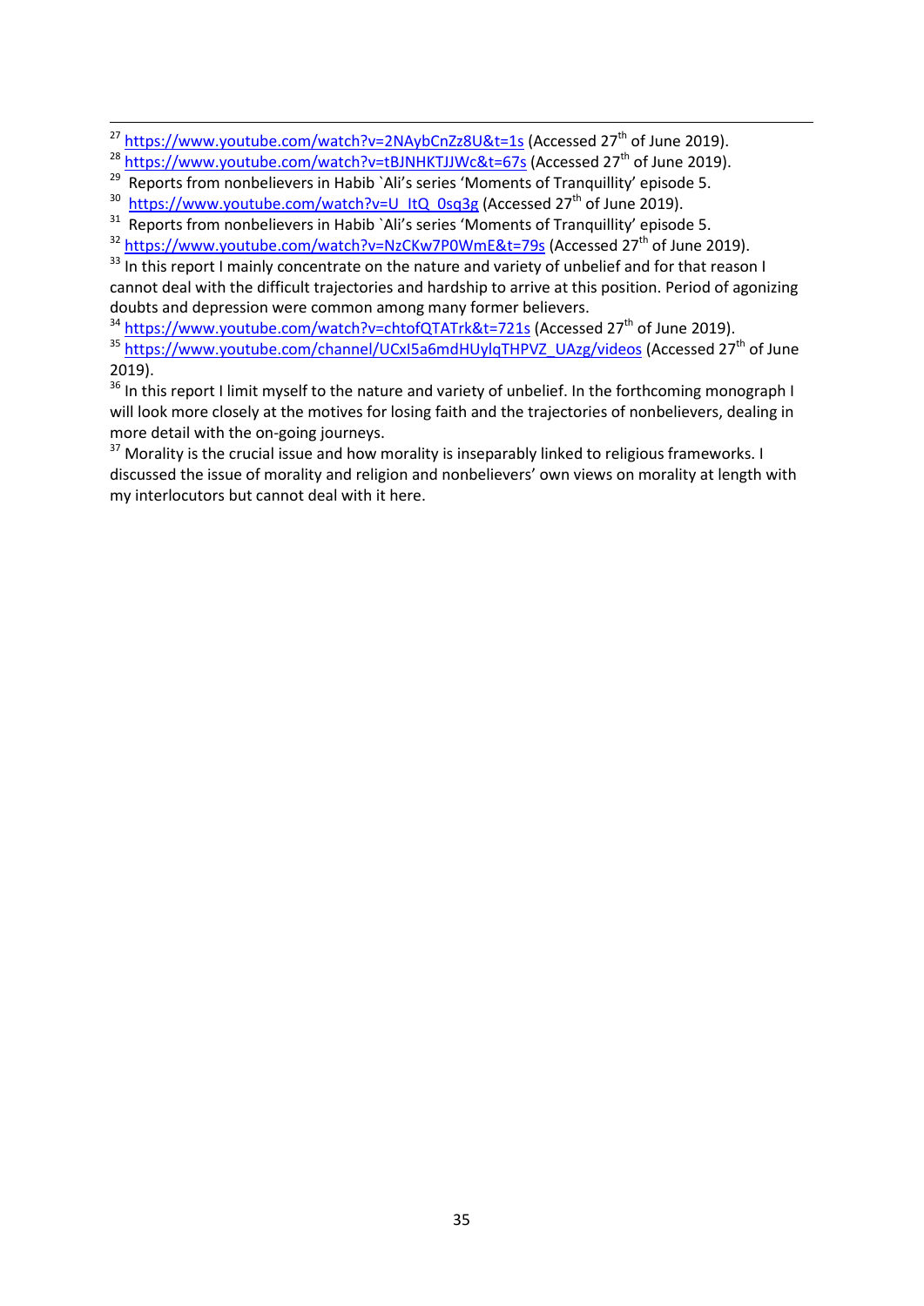[27] https://www.youtube.com/watch?v=2NAybCnZz8U&t=1s (Accessed 27th of June 2019).

[28] https://www.youtube.com/watch?v=tBJNHKTJJWc&t=67s (Accessed 27th of June 2019).

[29] Reports from nonbelievers in Habib `Ali's series 'Moments of Tranquillity' episode 5.

[30] https://www.youtube.com/watch?v=U_ltQ_0sq3g (Accessed 27th of June 2019).

[31] Reports from nonbelievers in Habib `Ali's series 'Moments of Tranquillity' episode 5.

[32] https://www.youtube.com/watch?v=NzCKw7P0WmE&t=79s (Accessed 27th of June 2019).

[33] In this report I mainly concentrate on the nature and variety of unbelief and for that reason I cannot deal with the difficult trajectories and hardship to arrive at this position. Period of agonizing doubts and depression were common among many former believers.

[34] https://www.youtube.com/watch?v=chtofQTATrk&t=721s (Accessed 27th of June 2019).

[35] https://www.youtube.com/channel/UCxI5a6mdHUylqTHPVZ_UAzg/videos (Accessed 27th of June 2019).

[36] In this report I limit myself to the nature and variety of unbelief. In the forthcoming monograph I will look more closely at the motives for losing faith and the trajectories of nonbelievers, dealing in more detail with the on-going journeys.

[37] Morality is the crucial issue and how morality is inseparably linked to religious frameworks. I discussed the issue of morality and religion and nonbelievers' own views on morality at length with my interlocutors but cannot deal with it here.